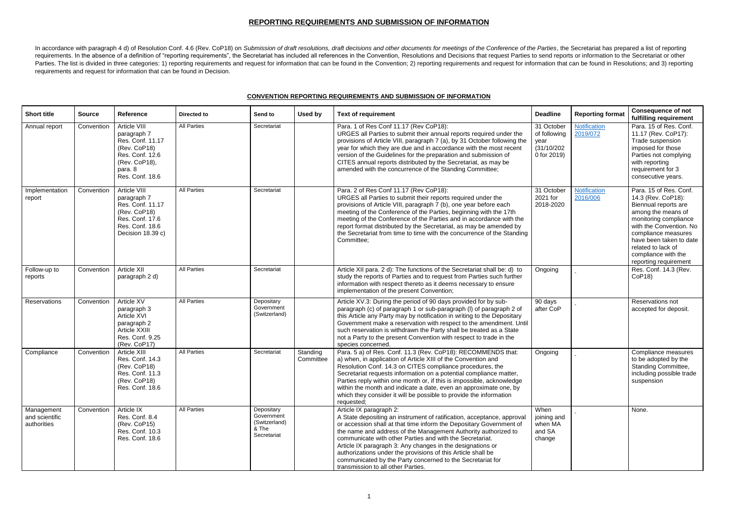# REPORTING REQUIREMENTS AND SUBMISSION OF INFORMATION

In accordance with paragraph 4 d) of Resolution Conf. 4.6 (Rev. CoP18) on *Submission of draft resolutions, draft decisions and other documents for meetings of the Conference of the Parties*, the Secretariat has prepared a list of reporting requirements. In the absence of a definition of "reporting requirements", the Secretariat has included all references in the Convention, Resolutions and Decisions that request Parties to send reports or information to the Secretariat or other Parties. The list is divided in three categories: 1) reporting requirements and request for information that can be found in the Convention; 2) reporting requirements and request for information that can be found in Resolutions; and 3) reporting requirements and request for information that can be found in Decision.

## CONVENTION REPORTING REQUIREMENTS AND SUBMISSION OF INFORMATION

| Short title | Source | Reference | Directed to | Send to | Used by | Text of requirement | Deadline | Reporting format | Consequence of not fulfilling requirement |
|---|---|---|---|---|---|---|---|---|---|
| Annual report | Convention | Article VIII paragraph 7<br>Res. Conf. 11.17 (Rev. CoP18)<br>Res. Conf. 12.6 (Rev. CoP18), para. 8<br>Res. Conf. 18.6 | All Parties | Secretariat | | Para. 1 of Res Conf 11.17 (Rev CoP18):<br>URGES all Parties to submit their annual reports required under the provisions of Article VIII, paragraph 7 (a), by 31 October following the year for which they are due and in accordance with the most recent version of the Guidelines for the preparation and submission of CITES annual reports distributed by the Secretariat, as may be amended with the concurrence of the Standing Committee; | 31 October of following year (31/10/2020 for 2019) | Notification 2019/072 | Para. 15 of Res. Conf. 11.17 (Rev. CoP17): Trade suspension imposed for those Parties not complying with reporting requirement for 3 consecutive years. |
| Implementation report | Convention | Article VIII paragraph 7<br>Res. Conf. 11.17 (Rev. CoP18)<br>Res. Conf. 17.6<br>Res. Conf. 18.6<br>Decision 18.39 c) | All Parties | Secretariat | | Para. 2 of Res Conf 11.17 (Rev CoP18):<br>URGES all Parties to submit their reports required under the provisions of Article VIII, paragraph 7 (b), one year before each meeting of the Conference of the Parties, beginning with the 17th meeting of the Conference of the Parties and in accordance with the report format distributed by the Secretariat, as may be amended by the Secretariat from time to time with the concurrence of the Standing Committee; | 31 October 2021 for 2018-2020 | Notification 2016/006 | Para. 15 of Res. Conf. 14.3 (Rev. CoP18): Biennual reports are among the means of monitoring compliance with the Convention. No compliance measures have been taken to date related to lack of compliance with the reporting requirement |
| Follow-up to reports | Convention | Article XII paragraph 2 d) | All Parties | Secretariat | | Article XII para. 2 d): The functions of the Secretariat shall be: d) to study the reports of Parties and to request from Parties such further information with respect thereto as it deems necessary to ensure implementation of the present Convention; | Ongoing | - | Res. Conf. 14.3 (Rev. CoP18) |
| Reservations | Convention | Article XV paragraph 3<br>Article XVI paragraph 2<br>Article XXIII<br>Res. Conf. 9.25 (Rev. CoP17) | All Parties | Depositary Government (Switzerland) | | Article XV.3: During the period of 90 days provided for by sub-paragraph (c) of paragraph 1 or sub-paragraph (l) of paragraph 2 of this Article any Party may by notification in writing to the Depositary Government make a reservation with respect to the amendment. Until such reservation is withdrawn the Party shall be treated as a State not a Party to the present Convention with respect to trade in the species concerned. | 90 days after CoP | - | Reservations not accepted for deposit. |
| Compliance | Convention | Article XIII<br>Res. Conf. 14.3 (Rev. CoP18)<br>Res. Conf. 11.3 (Rev. CoP18)<br>Res. Conf. 18.6 | All Parties | Secretariat | Standing Committee | Para. 5 a) of Res. Conf. 11.3 (Rev. CoP18): RECOMMENDS that:<br>a) when, in application of Article XIII of the Convention and Resolution Conf. 14.3 on CITES compliance procedures, the Secretariat requests information on a potential compliance matter, Parties reply within one month or, if this is impossible, acknowledge within the month and indicate a date, even an approximate one, by which they consider it will be possible to provide the information requested; | Ongoing | - | Compliance measures to be adopted by the Standing Committee, including possible trade suspension |
| Management and scientific authorities | Convention | Article IX<br>Res. Conf. 8.4 (Rev. CoP15)<br>Res. Conf. 10.3<br>Res. Conf. 18.6 | All Parties | Depositary Government (Switzerland) & The Secretariat | | Article IX paragraph 2:<br>A State depositing an instrument of ratification, acceptance, approval or accession shall at that time inform the Depositary Government of the name and address of the Management Authority authorized to communicate with other Parties and with the Secretariat.<br>Article IX paragraph 3: Any changes in the designations or authorizations under the provisions of this Article shall be communicated by the Party concerned to the Secretariat for transmission to all other Parties. | When joining and when MA and SA change | - | None. |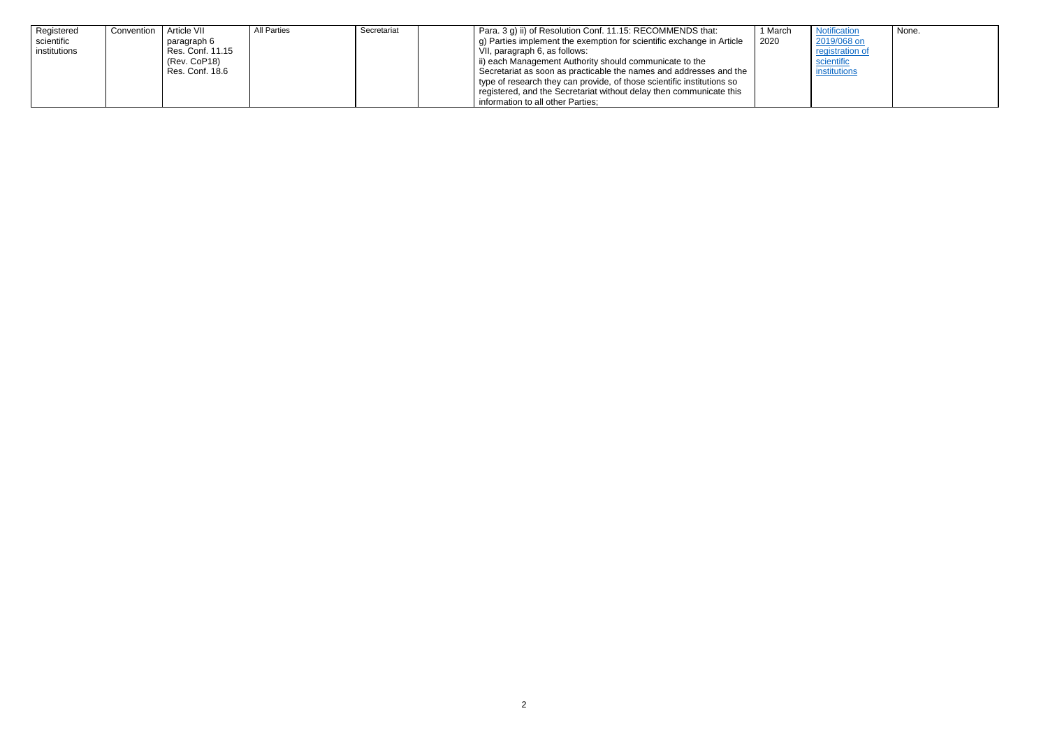| Registered scientific institutions | Convention | Article VII paragraph 6 Res. Conf. 11.15 (Rev. CoP18) Res. Conf. 18.6 | All Parties | Secretariat | | Para. 3 g) ii) of Resolution Conf. 11.15: RECOMMENDS that: g) Parties implement the exemption for scientific exchange in Article VII, paragraph 6, as follows: ii) each Management Authority should communicate to the Secretariat as soon as practicable the names and addresses and the type of research they can provide, of those scientific institutions so registered, and the Secretariat without delay then communicate this information to all other Parties; | 1 March 2020 | Notification 2019/068 on registration of scientific institutions | None. |
|---|---|---|---|---|---|---|---|---|---|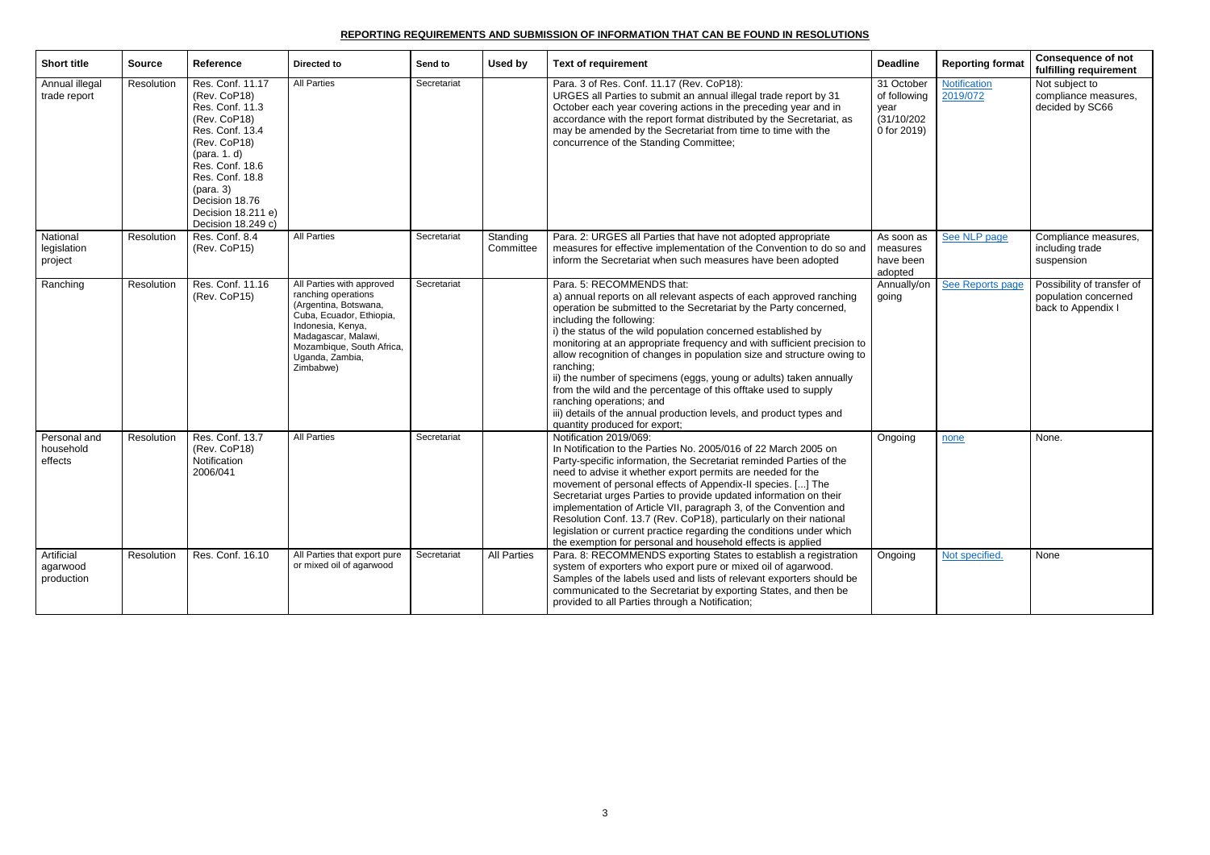**REPORTING REQUIREMENTS AND SUBMISSION OF INFORMATION THAT CAN BE FOUND IN RESOLUTIONS**

| Short title | Source | Reference | Directed to | Send to | Used by | Text of requirement | Deadline | Reporting format | Consequence of not fulfilling requirement |
|---|---|---|---|---|---|---|---|---|---|
| Annual illegal trade report | Resolution | Res. Conf. 11.17 (Rev. CoP18)<br>Res. Conf. 11.3 (Rev. CoP18)<br>Res. Conf. 13.4 (Rev. CoP18) (para. 1. d)<br>Res. Conf. 18.6<br>Res. Conf. 18.8 (para. 3)<br>Decision 18.76<br>Decision 18.211 e)<br>Decision 18.249 c) | All Parties | Secretariat | | Para. 3 of Res. Conf. 11.17 (Rev. CoP18):<br>URGES all Parties to submit an annual illegal trade report by 31 October each year covering actions in the preceding year and in accordance with the report format distributed by the Secretariat, as may be amended by the Secretariat from time to time with the concurrence of the Standing Committee; | 31 October of following year (31/10/2020 for 2019) | Notification 2019/072 | Not subject to compliance measures, decided by SC66 |
| National legislation project | Resolution | Res. Conf. 8.4 (Rev. CoP15) | All Parties | Secretariat | Standing Committee | Para. 2: URGES all Parties that have not adopted appropriate measures for effective implementation of the Convention to do so and inform the Secretariat when such measures have been adopted | As soon as measures have been adopted | See NLP page | Compliance measures, including trade suspension |
| Ranching | Resolution | Res. Conf. 11.16 (Rev. CoP15) | All Parties with approved ranching operations (Argentina, Botswana, Cuba, Ecuador, Ethiopia, Indonesia, Kenya, Madagascar, Malawi, Mozambique, South Africa, Uganda, Zambia, Zimbabwe) | Secretariat | | Para. 5: RECOMMENDS that:<br>a) annual reports on all relevant aspects of each approved ranching operation be submitted to the Secretariat by the Party concerned, including the following:<br>i) the status of the wild population concerned established by monitoring at an appropriate frequency and with sufficient precision to allow recognition of changes in population size and structure owing to ranching;<br>ii) the number of specimens (eggs, young or adults) taken annually from the wild and the percentage of this offtake used to supply ranching operations; and<br>iii) details of the annual production levels, and product types and quantity produced for export; | Annually/ongoing | See Reports page | Possibility of transfer of population concerned back to Appendix I |
| Personal and household effects | Resolution | Res. Conf. 13.7 (Rev. CoP18)<br>Notification 2006/041 | All Parties | Secretariat | | Notification 2019/069:<br>In Notification to the Parties No. 2005/016 of 22 March 2005 on Party-specific information, the Secretariat reminded Parties of the need to advise it whether export permits are needed for the movement of personal effects of Appendix-II species. [...] The Secretariat urges Parties to provide updated information on their implementation of Article VII, paragraph 3, of the Convention and Resolution Conf. 13.7 (Rev. CoP18), particularly on their national legislation or current practice regarding the conditions under which the exemption for personal and household effects is applied | Ongoing | none | None. |
| Artificial agarwood production | Resolution | Res. Conf. 16.10 | All Parties that export pure or mixed oil of agarwood | Secretariat | All Parties | Para. 8: RECOMMENDS exporting States to establish a registration system of exporters who export pure or mixed oil of agarwood. Samples of the labels used and lists of relevant exporters should be communicated to the Secretariat by exporting States, and then be provided to all Parties through a Notification; | Ongoing | Not specified. | None |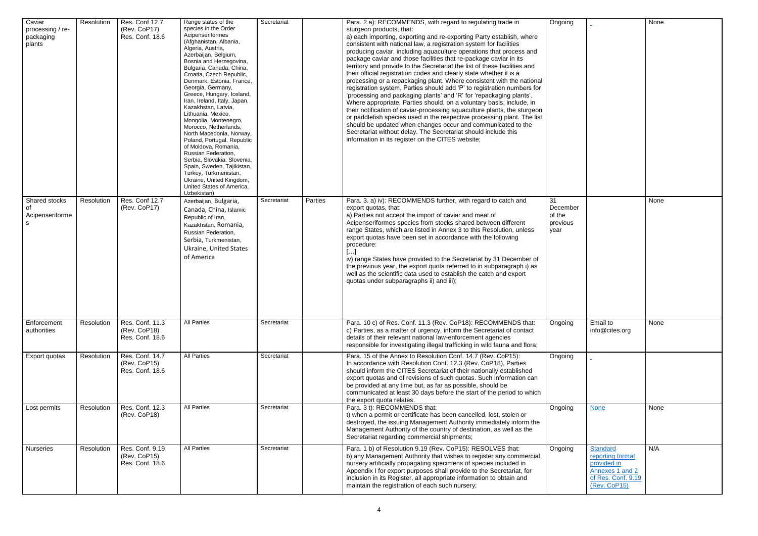| Caviar processing / re-packaging plants | Resolution | Res. Conf 12.7 (Rev. CoP17) Res. Conf. 18.6 | Range states of the species in the Order Acipenseriformes (Afghanistan, Albania, Algeria, Austria, Azerbaijan, Belgium, Bosnia and Herzegovina, Bulgaria, Canada, China, Croatia, Czech Republic, Denmark, Estonia, France, Georgia, Germany, Greece, Hungary, Iceland, Iran, Ireland, Italy, Japan, Kazakhstan, Latvia, Lithuania, Mexico, Mongolia, Montenegro, Morocco, Netherlands, North Macedonia, Norway, Poland, Portugal, Republic of Moldova, Romania, Russian Federation, Serbia, Slovakia, Slovenia, Spain, Sweden, Tajikistan, Turkey, Turkmenistan, Ukraine, United Kingdom, United States of America, Uzbekistan) | Secretariat | | Para. 2 a): RECOMMENDS, with regard to regulating trade in sturgeon products, that: a) each importing, exporting and re-exporting Party establish, where consistent with national law, a registration system for facilities producing caviar, including aquaculture operations that process and package caviar and those facilities that re-package caviar in its territory and provide to the Secretariat the list of these facilities and their official registration codes and clearly state whether it is a processing or a repackaging plant. Where consistent with the national registration system, Parties should add 'P' to registration numbers for 'processing and packaging plants' and 'R' for 'repackaging plants'. Where appropriate, Parties should, on a voluntary basis, include, in their notification of caviar-processing aquaculture plants, the sturgeon or paddlefish species used in the respective processing plant. The list should be updated when changes occur and communicated to the Secretariat without delay. The Secretariat should include this information in its register on the CITES website; | Ongoing | - | None |
|---|---|---|---|---|---|---|---|---|---|
| Shared stocks of Acipenseriformes | Resolution | Res. Conf 12.7 (Rev. CoP17) | Azerbaijan, Bulgaria, Canada, China, Islamic Republic of Iran, Kazakhstan, Romania, Russian Federation, Serbia, Turkmenistan, Ukraine, United States of America | Secretariat | Parties | Para. 3. a) iv): RECOMMENDS further, with regard to catch and export quotas, that: a) Parties not accept the import of caviar and meat of Acipenseriformes species from stocks shared between different range States, which are listed in Annex 3 to this Resolution, unless export quotas have been set in accordance with the following procedure: [...] iv) range States have provided to the Secretariat by 31 December of the previous year, the export quota referred to in subparagraph i) as well as the scientific data used to establish the catch and export quotas under subparagraphs ii) and iii); | 31 December of the previous year | | None |
| Enforcement authorities | Resolution | Res. Conf. 11.3 (Rev. CoP18) Res. Conf. 18.6 | All Parties | Secretariat | | Para. 10 c) of Res. Conf. 11.3 (Rev. CoP18): RECOMMENDS that: c) Parties, as a matter of urgency, inform the Secretariat of contact details of their relevant national law-enforcement agencies responsible for investigating illegal trafficking in wild fauna and flora; | Ongoing | Email to info@cites.org | None |
| Export quotas | Resolution | Res. Conf. 14.7 (Rev. CoP15) Res. Conf. 18.6 | All Parties | Secretariat | | Para. 15 of the Annex to Resolution Conf. 14.7 (Rev. CoP15): In accordance with Resolution Conf. 12.3 (Rev. CoP18), Parties should inform the CITES Secretariat of their nationally established export quotas and of revisions of such quotas. Such information can be provided at any time but, as far as possible, should be communicated at least 30 days before the start of the period to which the export quota relates. | Ongoing | - | |
| Lost permits | Resolution | Res. Conf. 12.3 (Rev. CoP18) | All Parties | Secretariat | | Para. 3 t): RECOMMENDS that: t) when a permit or certificate has been cancelled, lost, stolen or destroyed, the issuing Management Authority immediately inform the Management Authority of the country of destination, as well as the Secretariat regarding commercial shipments; | Ongoing | None | None |
| Nurseries | Resolution | Res. Conf. 9.19 (Rev. CoP15) Res. Conf. 18.6 | All Parties | Secretariat | | Para. 1 b) of Resolution 9.19 (Rev. CoP15): RESOLVES that: b) any Management Authority that wishes to register any commercial nursery artificially propagating specimens of species included in Appendix I for export purposes shall provide to the Secretariat, for inclusion in its Register, all appropriate information to obtain and maintain the registration of each such nursery; | Ongoing | Standard reporting format provided in Annexes 1 and 2 of Res. Conf. 9.19 (Rev. CoP15) | N/A |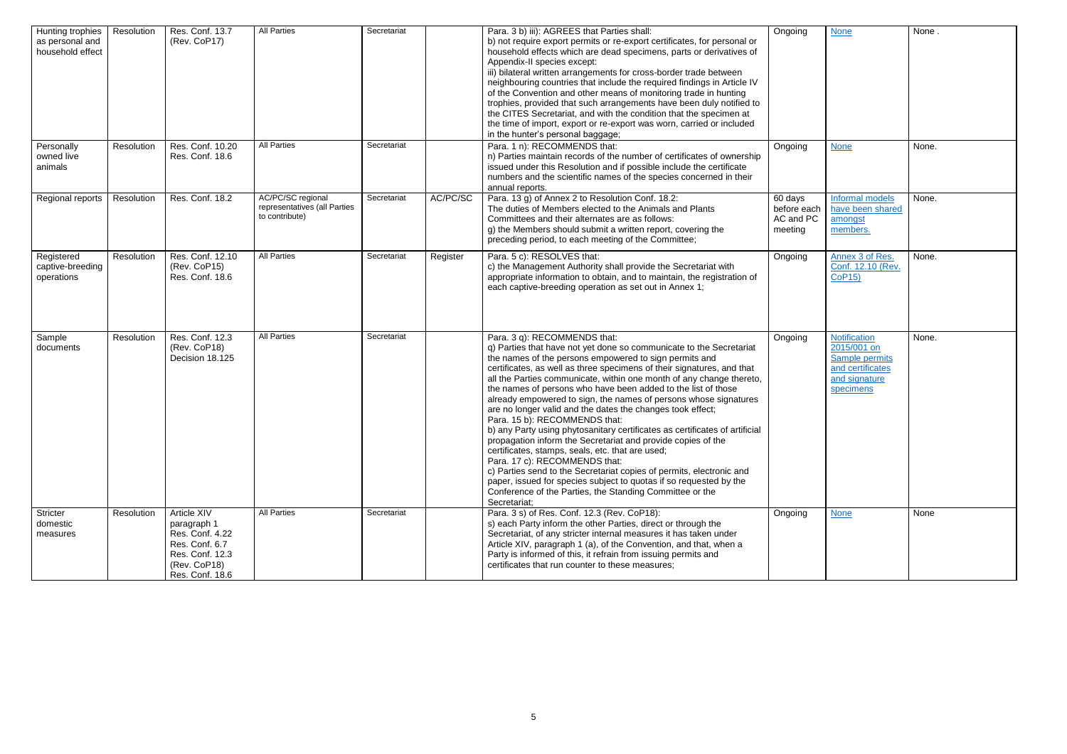| Hunting trophies as personal and household effect | Resolution | Res. Conf. 13.7 (Rev. CoP17) | All Parties | Secretariat | | Para. 3 b) iii): AGREES that Parties shall:<br>b) not require export permits or re-export certificates, for personal or household effects which are dead specimens, parts or derivatives of Appendix-II species except:<br>iii) bilateral written arrangements for cross-border trade between neighbouring countries that include the required findings in Article IV of the Convention and other means of monitoring trade in hunting trophies, provided that such arrangements have been duly notified to the CITES Secretariat, and with the condition that the specimen at the time of import, export or re-export was worn, carried or included in the hunter's personal baggage; | Ongoing | None | None . |
|---|---|---|---|---|---|---|---|---|---|
| Personally owned live animals | Resolution | Res. Conf. 10.20<br>Res. Conf. 18.6 | All Parties | Secretariat | | Para. 1 n): RECOMMENDS that:<br>n) Parties maintain records of the number of certificates of ownership issued under this Resolution and if possible include the certificate numbers and the scientific names of the species concerned in their annual reports. | Ongoing | None | None. |
| Regional reports | Resolution | Res. Conf. 18.2 | AC/PC/SC regional representatives (all Parties to contribute) | Secretariat | AC/PC/SC | Para. 13 g) of Annex 2 to Resolution Conf. 18.2:<br>The duties of Members elected to the Animals and Plants Committees and their alternates are as follows:<br>g) the Members should submit a written report, covering the preceding period, to each meeting of the Committee; | 60 days before each AC and PC meeting | Informal models have been shared amongst members. | None. |
| Registered captive-breeding operations | Resolution | Res. Conf. 12.10 (Rev. CoP15)<br>Res. Conf. 18.6 | All Parties | Secretariat | Register | Para. 5 c): RESOLVES that:<br>c) the Management Authority shall provide the Secretariat with appropriate information to obtain, and to maintain, the registration of each captive-breeding operation as set out in Annex 1; | Ongoing | Annex 3 of Res. Conf. 12.10 (Rev. CoP15) | None. |
| Sample documents | Resolution | Res. Conf. 12.3 (Rev. CoP18)<br>Decision 18.125 | All Parties | Secretariat | | Para. 3 q): RECOMMENDS that:<br>q) Parties that have not yet done so communicate to the Secretariat the names of the persons empowered to sign permits and certificates, as well as three specimens of their signatures, and that all the Parties communicate, within one month of any change thereto, the names of persons who have been added to the list of those already empowered to sign, the names of persons whose signatures are no longer valid and the dates the changes took effect;<br>Para. 15 b): RECOMMENDS that:<br>b) any Party using phytosanitary certificates as certificates of artificial propagation inform the Secretariat and provide copies of the certificates, stamps, seals, etc. that are used;<br>Para. 17 c): RECOMMENDS that:<br>c) Parties send to the Secretariat copies of permits, electronic and paper, issued for species subject to quotas if so requested by the Conference of the Parties, the Standing Committee or the Secretariat; | Ongoing | Notification 2015/001 on Sample permits and certificates and signature specimens | None. |
| Stricter domestic measures | Resolution | Article XIV paragraph 1<br>Res. Conf. 4.22<br>Res. Conf. 6.7<br>Res. Conf. 12.3 (Rev. CoP18)<br>Res. Conf. 18.6 | All Parties | Secretariat | | Para. 3 s) of Res. Conf. 12.3 (Rev. CoP18):<br>s) each Party inform the other Parties, direct or through the Secretariat, of any stricter internal measures it has taken under Article XIV, paragraph 1 (a), of the Convention, and that, when a Party is informed of this, it refrain from issuing permits and certificates that run counter to these measures; | Ongoing | None | None |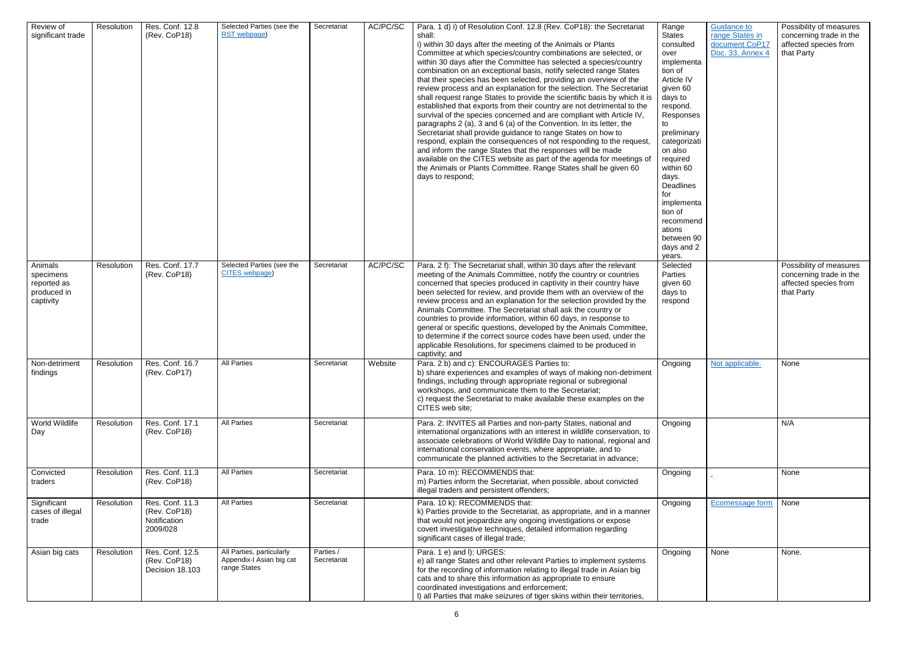| Review of significant trade | Resolution | Res. Conf. 12.8 (Rev. CoP18) | Selected Parties (see the RST webpage) | Secretariat | AC/PC/SC | Para. 1 d) i) of Resolution Conf. 12.8 (Rev. CoP18): the Secretariat shall:<br>i) within 30 days after the meeting of the Animals or Plants Committee at which species/country combinations are selected, or within 30 days after the Committee has selected a species/country combination on an exceptional basis, notify selected range States that their species has been selected, providing an overview of the review process and an explanation for the selection. The Secretariat shall request range States to provide the scientific basis by which it is established that exports from their country are not detrimental to the survival of the species concerned and are compliant with Article IV, paragraphs 2 (a), 3 and 6 (a) of the Convention. In its letter, the Secretariat shall provide guidance to range States on how to respond, explain the consequences of not responding to the request, and inform the range States that the responses will be made available on the CITES website as part of the agenda for meetings of the Animals or Plants Committee. Range States shall be given 60 days to respond; | Range States consulted over implementation of Article IV given 60 days to respond. Responses to preliminary categorization also required within 60 days. Deadlines for implementation of recommendations between 90 days and 2 years. | Guidance to range States in document CoP17 Doc. 33, Annex 4 | Possibility of measures concerning trade in the affected species from that Party |
|---|---|---|---|---|---|---|---|---|---|
| Animals specimens reported as produced in captivity | Resolution | Res. Conf. 17.7 (Rev. CoP18) | Selected Parties (see the CITES webpage) | Secretariat | AC/PC/SC | Para. 2 f): The Secretariat shall, within 30 days after the relevant meeting of the Animals Committee, notify the country or countries concerned that species produced in captivity in their country have been selected for review, and provide them with an overview of the review process and an explanation for the selection provided by the Animals Committee. The Secretariat shall ask the country or countries to provide information, within 60 days, in response to general or specific questions, developed by the Animals Committee, to determine if the correct source codes have been used, under the applicable Resolutions, for specimens claimed to be produced in captivity; and | Selected Parties given 60 days to respond | | Possibility of measures concerning trade in the affected species from that Party |
| Non-detriment findings | Resolution | Res. Conf. 16.7 (Rev. CoP17) | All Parties | Secretariat | Website | Para. 2 b) and c): ENCOURAGES Parties to:<br>b) share experiences and examples of ways of making non-detriment findings, including through appropriate regional or subregional workshops, and communicate them to the Secretariat;<br>c) request the Secretariat to make available these examples on the CITES web site; | Ongoing | Not applicable. | None |
| World Wildlife Day | Resolution | Res. Conf. 17.1 (Rev. CoP18) | All Parties | Secretariat | | Para. 2: INVITES all Parties and non-party States, national and international organizations with an interest in wildlife conservation, to associate celebrations of World Wildlife Day to national, regional and international conservation events, where appropriate, and to communicate the planned activities to the Secretariat in advance; | Ongoing | | N/A |
| Convicted traders | Resolution | Res. Conf. 11.3 (Rev. CoP18) | All Parties | Secretariat | | Para. 10 m): RECOMMENDS that:<br>m) Parties inform the Secretariat, when possible, about convicted illegal traders and persistent offenders; | Ongoing | - | None |
| Significant cases of illegal trade | Resolution | Res. Conf. 11.3 (Rev. CoP18) Notification 2009/028 | All Parties | Secretariat | | Para. 10 k): RECOMMENDS that:<br>k) Parties provide to the Secretariat, as appropriate, and in a manner that would not jeopardize any ongoing investigations or expose covert investigative techniques, detailed information regarding significant cases of illegal trade; | Ongoing | Ecomessage form | None |
| Asian big cats | Resolution | Res. Conf. 12.5 (Rev. CoP18) Decision 18.103 | All Parties, particularly Appendix-I Asian big cat range States | Parties / Secretariat | | Para. 1 e) and l): URGES:<br>e) all range States and other relevant Parties to implement systems for the recording of information relating to illegal trade in Asian big cats and to share this information as appropriate to ensure coordinated investigations and enforcement;<br>l) all Parties that make seizures of tiger skins within their territories, | Ongoing | None | None. |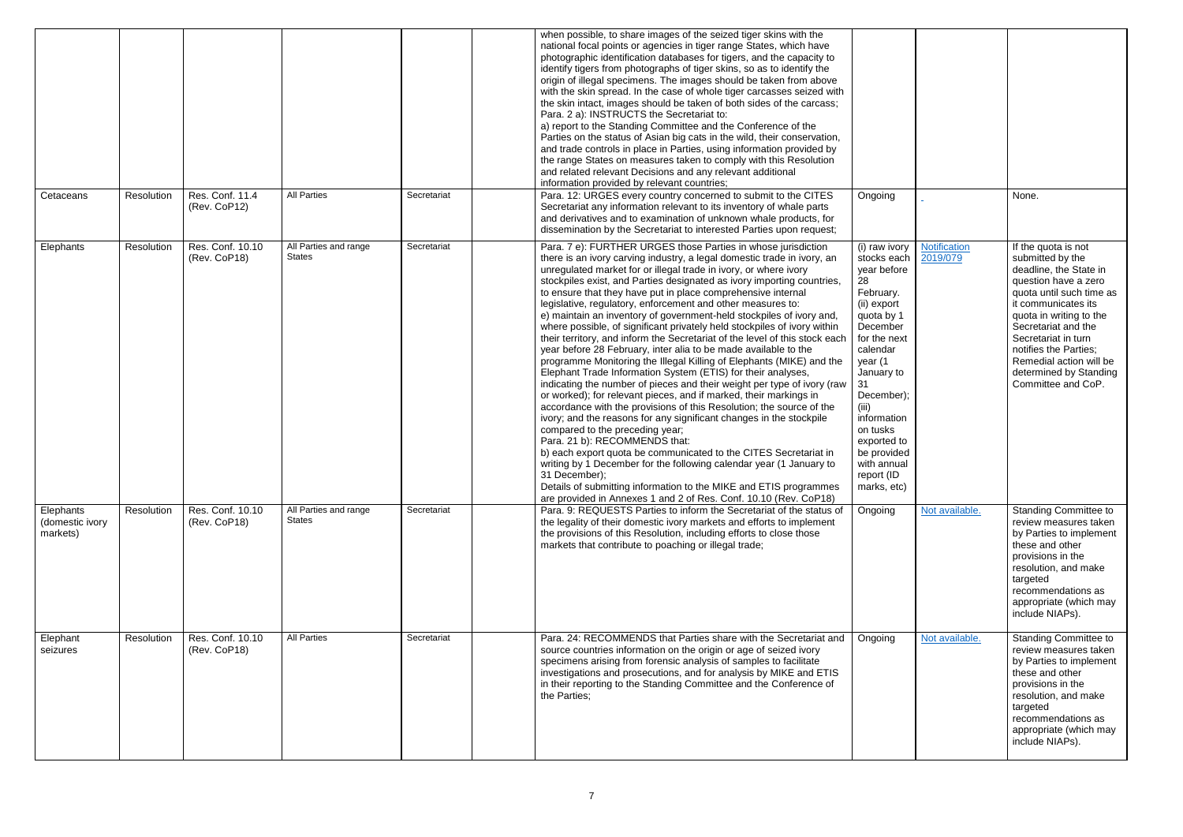| | | | | | | | | | |
|---|---|---|---|---|---|---|---|---|---|
| | | | | | | when possible, to share images of the seized tiger skins with the national focal points or agencies in tiger range States, which have photographic identification databases for tigers, and the capacity to identify tigers from photographs of tiger skins, so as to identify the origin of illegal specimens. The images should be taken from above with the skin spread. In the case of whole tiger carcasses seized with the skin intact, images should be taken of both sides of the carcass; Para. 2 a): INSTRUCTS the Secretariat to: a) report to the Standing Committee and the Conference of the Parties on the status of Asian big cats in the wild, their conservation, and trade controls in place in Parties, using information provided by the range States on measures taken to comply with this Resolution and related relevant Decisions and any relevant additional information provided by relevant countries; | | | |
| Cetaceans | Resolution | Res. Conf. 11.4 (Rev. CoP12) | All Parties | Secretariat | | Para. 12: URGES every country concerned to submit to the CITES Secretariat any information relevant to its inventory of whale parts and derivatives and to examination of unknown whale products, for dissemination by the Secretariat to interested Parties upon request; | Ongoing | - | None. |
| Elephants | Resolution | Res. Conf. 10.10 (Rev. CoP18) | All Parties and range States | Secretariat | | Para. 7 e): FURTHER URGES those Parties in whose jurisdiction there is an ivory carving industry, a legal domestic trade in ivory, an unregulated market for or illegal trade in ivory, or where ivory stockpiles exist, and Parties designated as ivory importing countries, to ensure that they have put in place comprehensive internal legislative, regulatory, enforcement and other measures to: e) maintain an inventory of government-held stockpiles of ivory and, where possible, of significant privately held stockpiles of ivory within their territory, and inform the Secretariat of the level of this stock each year before 28 February, inter alia to be made available to the programme Monitoring the Illegal Killing of Elephants (MIKE) and the Elephant Trade Information System (ETIS) for their analyses, indicating the number of pieces and their weight per type of ivory (raw or worked); for relevant pieces, and if marked, their markings in accordance with the provisions of this Resolution; the source of the ivory; and the reasons for any significant changes in the stockpile compared to the preceding year; Para. 21 b): RECOMMENDS that: b) each export quota be communicated to the CITES Secretariat in writing by 1 December for the following calendar year (1 January to 31 December); Details of submitting information to the MIKE and ETIS programmes are provided in Annexes 1 and 2 of Res. Conf. 10.10 (Rev. CoP18) | (i) raw ivory stocks each year before 28 February. (ii) export quota by 1 December for the next calendar year (1 January to 31 December); (iii) information on tusks exported to be provided with annual report (ID marks, etc) | Notification 2019/079 | If the quota is not submitted by the deadline, the State in question have a zero quota until such time as it communicates its quota in writing to the Secretariat and the Secretariat in turn notifies the Parties; Remedial action will be determined by Standing Committee and CoP. |
| Elephants (domestic ivory markets) | Resolution | Res. Conf. 10.10 (Rev. CoP18) | All Parties and range States | Secretariat | | Para. 9: REQUESTS Parties to inform the Secretariat of the status of the legality of their domestic ivory markets and efforts to implement the provisions of this Resolution, including efforts to close those markets that contribute to poaching or illegal trade; | Ongoing | Not available. | Standing Committee to review measures taken by Parties to implement these and other provisions in the resolution, and make targeted recommendations as appropriate (which may include NIAPs). |
| Elephant seizures | Resolution | Res. Conf. 10.10 (Rev. CoP18) | All Parties | Secretariat | | Para. 24: RECOMMENDS that Parties share with the Secretariat and source countries information on the origin or age of seized ivory specimens arising from forensic analysis of samples to facilitate investigations and prosecutions, and for analysis by MIKE and ETIS in their reporting to the Standing Committee and the Conference of the Parties; | Ongoing | Not available. | Standing Committee to review measures taken by Parties to implement these and other provisions in the resolution, and make targeted recommendations as appropriate (which may include NIAPs). |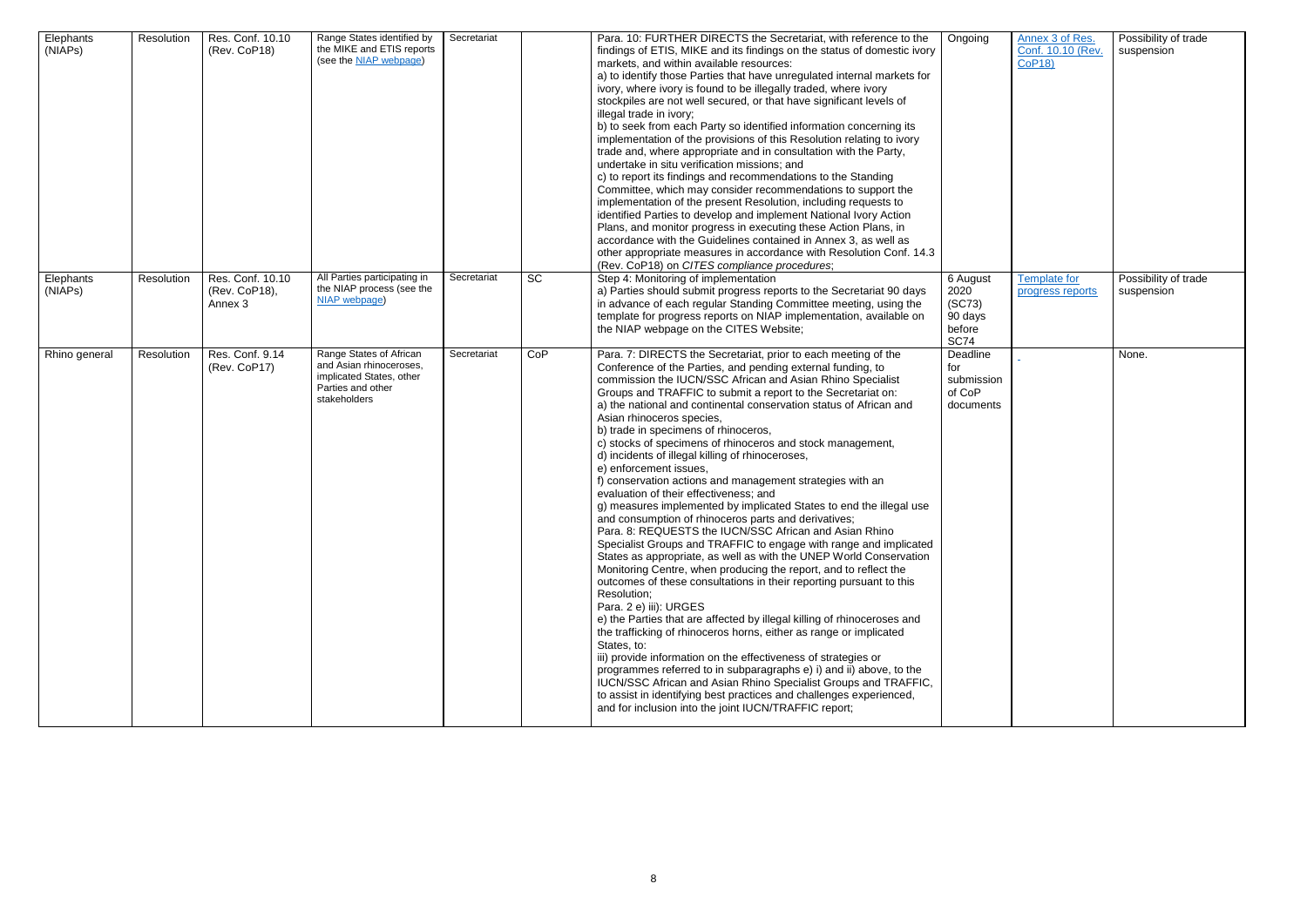| Elephants (NIAPs) | Resolution | Res. Conf. 10.10 (Rev. CoP18) | Range States identified by the MIKE and ETIS reports (see the NIAP webpage) | Secretariat | | Para. 10: FURTHER DIRECTS the Secretariat, with reference to the findings of ETIS, MIKE and its findings on the status of domestic ivory markets, and within available resources:<br>a) to identify those Parties that have unregulated internal markets for ivory, where ivory is found to be illegally traded, where ivory stockpiles are not well secured, or that have significant levels of illegal trade in ivory;<br>b) to seek from each Party so identified information concerning its implementation of the provisions of this Resolution relating to ivory trade and, where appropriate and in consultation with the Party, undertake in situ verification missions; and<br>c) to report its findings and recommendations to the Standing Committee, which may consider recommendations to support the implementation of the present Resolution, including requests to identified Parties to develop and implement National Ivory Action Plans, and monitor progress in executing these Action Plans, in accordance with the Guidelines contained in Annex 3, as well as other appropriate measures in accordance with Resolution Conf. 14.3 (Rev. CoP18) on *CITES compliance procedures*; | Ongoing | Annex 3 of Res. Conf. 10.10 (Rev. CoP18) | Possibility of trade suspension |
|---|---|---|---|---|---|---|---|---|---|
| Elephants (NIAPs) | Resolution | Res. Conf. 10.10 (Rev. CoP18), Annex 3 | All Parties participating in the NIAP process (see the NIAP webpage) | Secretariat | SC | Step 4: Monitoring of implementation<br>a) Parties should submit progress reports to the Secretariat 90 days in advance of each regular Standing Committee meeting, using the template for progress reports on NIAP implementation, available on the NIAP webpage on the CITES Website; | 6 August 2020 (SC73)<br>90 days before SC74 | Template for progress reports | Possibility of trade suspension |
| Rhino general | Resolution | Res. Conf. 9.14 (Rev. CoP17) | Range States of African and Asian rhinoceroses, implicated States, other Parties and other stakeholders | Secretariat | CoP | Para. 7: DIRECTS the Secretariat, prior to each meeting of the Conference of the Parties, and pending external funding, to commission the IUCN/SSC African and Asian Rhino Specialist Groups and TRAFFIC to submit a report to the Secretariat on:<br>a) the national and continental conservation status of African and Asian rhinoceros species,<br>b) trade in specimens of rhinoceros,<br>c) stocks of specimens of rhinoceros and stock management,<br>d) incidents of illegal killing of rhinoceroses,<br>e) enforcement issues,<br>f) conservation actions and management strategies with an evaluation of their effectiveness; and<br>g) measures implemented by implicated States to end the illegal use and consumption of rhinoceros parts and derivatives;<br>Para. 8: REQUESTS the IUCN/SSC African and Asian Rhino Specialist Groups and TRAFFIC to engage with range and implicated States as appropriate, as well as with the UNEP World Conservation Monitoring Centre, when producing the report, and to reflect the outcomes of these consultations in their reporting pursuant to this Resolution;<br>Para. 2 e) iii): URGES<br>e) the Parties that are affected by illegal killing of rhinoceroses and the trafficking of rhinoceros horns, either as range or implicated States, to:<br>iii) provide information on the effectiveness of strategies or programmes referred to in subparagraphs e) i) and ii) above, to the IUCN/SSC African and Asian Rhino Specialist Groups and TRAFFIC, to assist in identifying best practices and challenges experienced, and for inclusion into the joint IUCN/TRAFFIC report; | Deadline for submission of CoP documents | - | None. |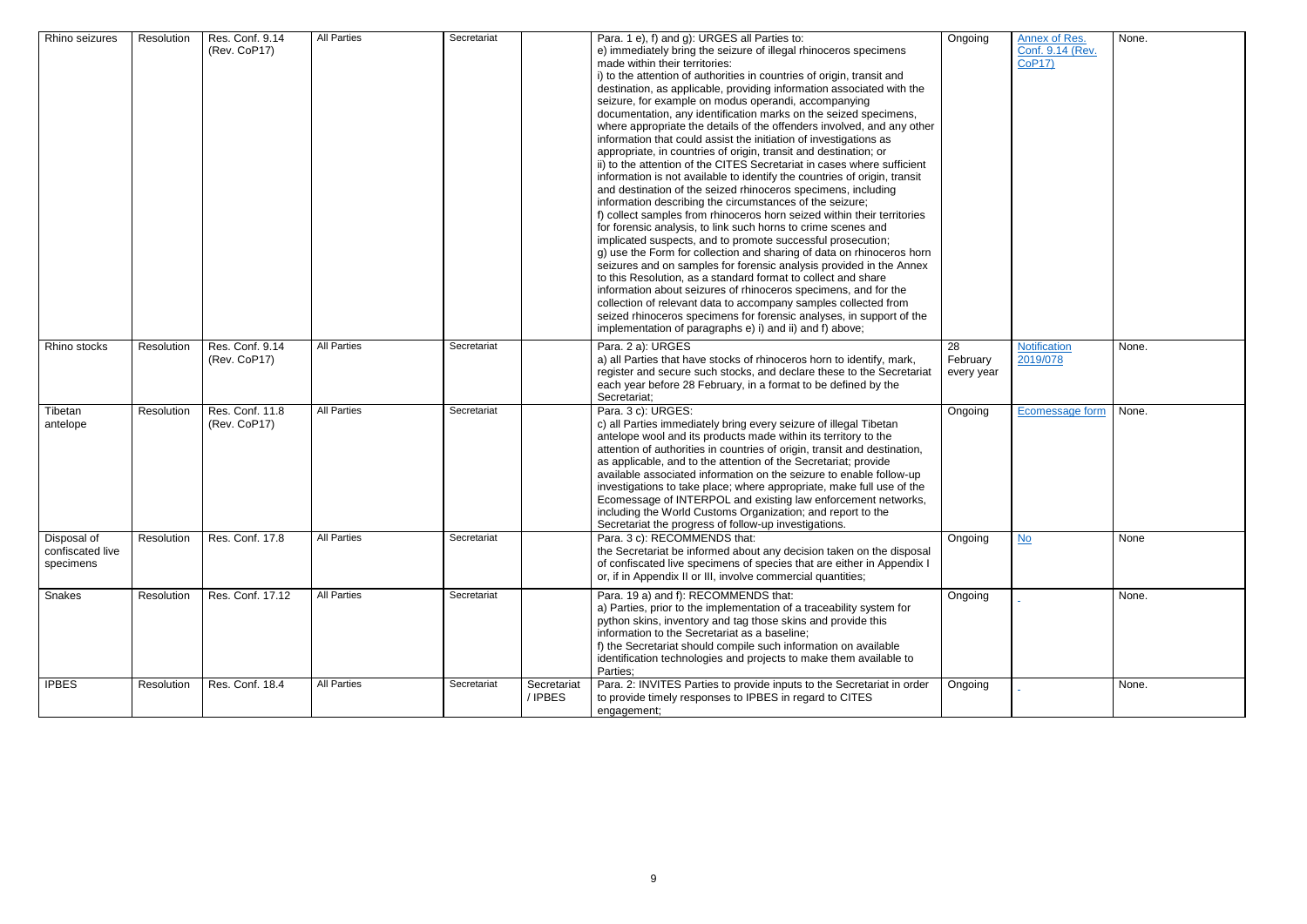| Rhino seizures | Resolution | Res. Conf. 9.14 (Rev. CoP17) | All Parties | Secretariat | | Para. 1 e), f) and g): URGES all Parties to: e) immediately bring the seizure of illegal rhinoceros specimens made within their territories: i) to the attention of authorities in countries of origin, transit and destination, as applicable, providing information associated with the seizure, for example on modus operandi, accompanying documentation, any identification marks on the seized specimens, where appropriate the details of the offenders involved, and any other information that could assist the initiation of investigations as appropriate, in countries of origin, transit and destination; or ii) to the attention of the CITES Secretariat in cases where sufficient information is not available to identify the countries of origin, transit and destination of the seized rhinoceros specimens, including information describing the circumstances of the seizure; f) collect samples from rhinoceros horn seized within their territories for forensic analysis, to link such horns to crime scenes and implicated suspects, and to promote successful prosecution; g) use the Form for collection and sharing of data on rhinoceros horn seizures and on samples for forensic analysis provided in the Annex to this Resolution, as a standard format to collect and share information about seizures of rhinoceros specimens, and for the collection of relevant data to accompany samples collected from seized rhinoceros specimens for forensic analyses, in support of the implementation of paragraphs e) i) and ii) and f) above; | Ongoing | Annex of Res. Conf. 9.14 (Rev. CoP17) | None. |
|---|---|---|---|---|---|---|---|---|---|
| Rhino stocks | Resolution | Res. Conf. 9.14 (Rev. CoP17) | All Parties | Secretariat | | Para. 2 a): URGES a) all Parties that have stocks of rhinoceros horn to identify, mark, register and secure such stocks, and declare these to the Secretariat each year before 28 February, in a format to be defined by the Secretariat; | 28 February every year | Notification 2019/078 | None. |
| Tibetan antelope | Resolution | Res. Conf. 11.8 (Rev. CoP17) | All Parties | Secretariat | | Para. 3 c): URGES: c) all Parties immediately bring every seizure of illegal Tibetan antelope wool and its products made within its territory to the attention of authorities in countries of origin, transit and destination, as applicable, and to the attention of the Secretariat; provide available associated information on the seizure to enable follow-up investigations to take place; where appropriate, make full use of the Ecomessage of INTERPOL and existing law enforcement networks, including the World Customs Organization; and report to the Secretariat the progress of follow-up investigations. | Ongoing | Ecomessage form | None. |
| Disposal of confiscated live specimens | Resolution | Res. Conf. 17.8 | All Parties | Secretariat | | Para. 3 c): RECOMMENDS that: the Secretariat be informed about any decision taken on the disposal of confiscated live specimens of species that are either in Appendix I or, if in Appendix II or III, involve commercial quantities; | Ongoing | No | None |
| Snakes | Resolution | Res. Conf. 17.12 | All Parties | Secretariat | | Para. 19 a) and f): RECOMMENDS that: a) Parties, prior to the implementation of a traceability system for python skins, inventory and tag those skins and provide this information to the Secretariat as a baseline; f) the Secretariat should compile such information on available identification technologies and projects to make them available to Parties; | Ongoing | - | None. |
| IPBES | Resolution | Res. Conf. 18.4 | All Parties | Secretariat | Secretariat / IPBES | Para. 2: INVITES Parties to provide inputs to the Secretariat in order to provide timely responses to IPBES in regard to CITES engagement; | Ongoing | - | None. |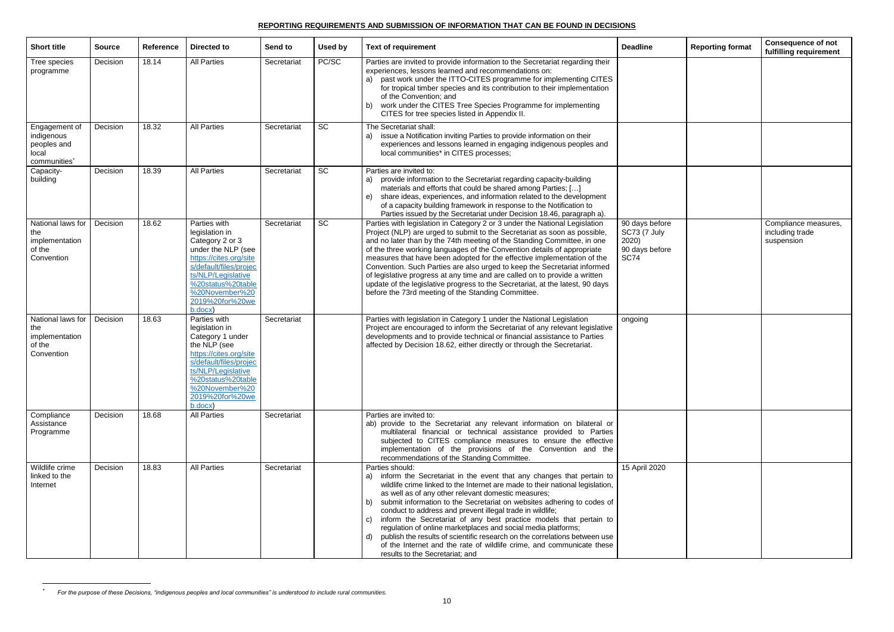**REPORTING REQUIREMENTS AND SUBMISSION OF INFORMATION THAT CAN BE FOUND IN DECISIONS**

| Short title | Source | Reference | Directed to | Send to | Used by | Text of requirement | Deadline | Reporting format | Consequence of not fulfilling requirement |
|---|---|---|---|---|---|---|---|---|---|
| Tree species programme | Decision | 18.14 | All Parties | Secretariat | PC/SC | Parties are invited to provide information to the Secretariat regarding their experiences, lessons learned and recommendations on: a) past work under the ITTO-CITES programme for implementing CITES for tropical timber species and its contribution to their implementation of the Convention; and b) work under the CITES Tree Species Programme for implementing CITES for tree species listed in Appendix II. | | | |
| Engagement of indigenous peoples and local communities* | Decision | 18.32 | All Parties | Secretariat | SC | The Secretariat shall: a) issue a Notification inviting Parties to provide information on their experiences and lessons learned in engaging indigenous peoples and local communities* in CITES processes; | | | |
| Capacity-building | Decision | 18.39 | All Parties | Secretariat | SC | Parties are invited to: a) provide information to the Secretariat regarding capacity-building materials and efforts that could be shared among Parties; […] e) share ideas, experiences, and information related to the development of a capacity building framework in response to the Notification to Parties issued by the Secretariat under Decision 18.46, paragraph a). | | | |
| National laws for the implementation of the Convention | Decision | 18.62 | Parties with legislation in Category 2 or 3 under the NLP (see https://cites.org/sites/default/files/projects/NLP/Legislative%20status%20table%20November%202019%20for%20web.docx) | Secretariat | SC | Parties with legislation in Category 2 or 3 under the National Legislation Project (NLP) are urged to submit to the Secretariat as soon as possible, and no later than by the 74th meeting of the Standing Committee, in one of the three working languages of the Convention details of appropriate measures that have been adopted for the effective implementation of the Convention. Such Parties are also urged to keep the Secretariat informed of legislative progress at any time and are called on to provide a written update of the legislative progress to the Secretariat, at the latest, 90 days before the 73rd meeting of the Standing Committee. | 90 days before SC73 (7 July 2020) 90 days before SC74 | | Compliance measures, including trade suspension |
| National laws for the implementation of the Convention | Decision | 18.63 | Parties with legislation in Category 1 under the NLP (see https://cites.org/sites/default/files/projects/NLP/Legislative%20status%20table%20November%202019%20for%20web.docx) | Secretariat | | Parties with legislation in Category 1 under the National Legislation Project are encouraged to inform the Secretariat of any relevant legislative developments and to provide technical or financial assistance to Parties affected by Decision 18.62, either directly or through the Secretariat. | ongoing | | |
| Compliance Assistance Programme | Decision | 18.68 | All Parties | Secretariat | | Parties are invited to: ab) provide to the Secretariat any relevant information on bilateral or multilateral financial or technical assistance provided to Parties subjected to CITES compliance measures to ensure the effective implementation of the provisions of the Convention and the recommendations of the Standing Committee. | | | |
| Wildlife crime linked to the Internet | Decision | 18.83 | All Parties | Secretariat | | Parties should: a) inform the Secretariat in the event that any changes that pertain to wildlife crime linked to the Internet are made to their national legislation, as well as of any other relevant domestic measures; b) submit information to the Secretariat on websites adhering to codes of conduct to address and prevent illegal trade in wildlife; c) inform the Secretariat of any best practice models that pertain to regulation of online marketplaces and social media platforms; d) publish the results of scientific research on the correlations between use of the Internet and the rate of wildlife crime, and communicate these results to the Secretariat; and | 15 April 2020 | | |

\* *For the purpose of these Decisions, "indigenous peoples and local communities" is understood to include rural communities.*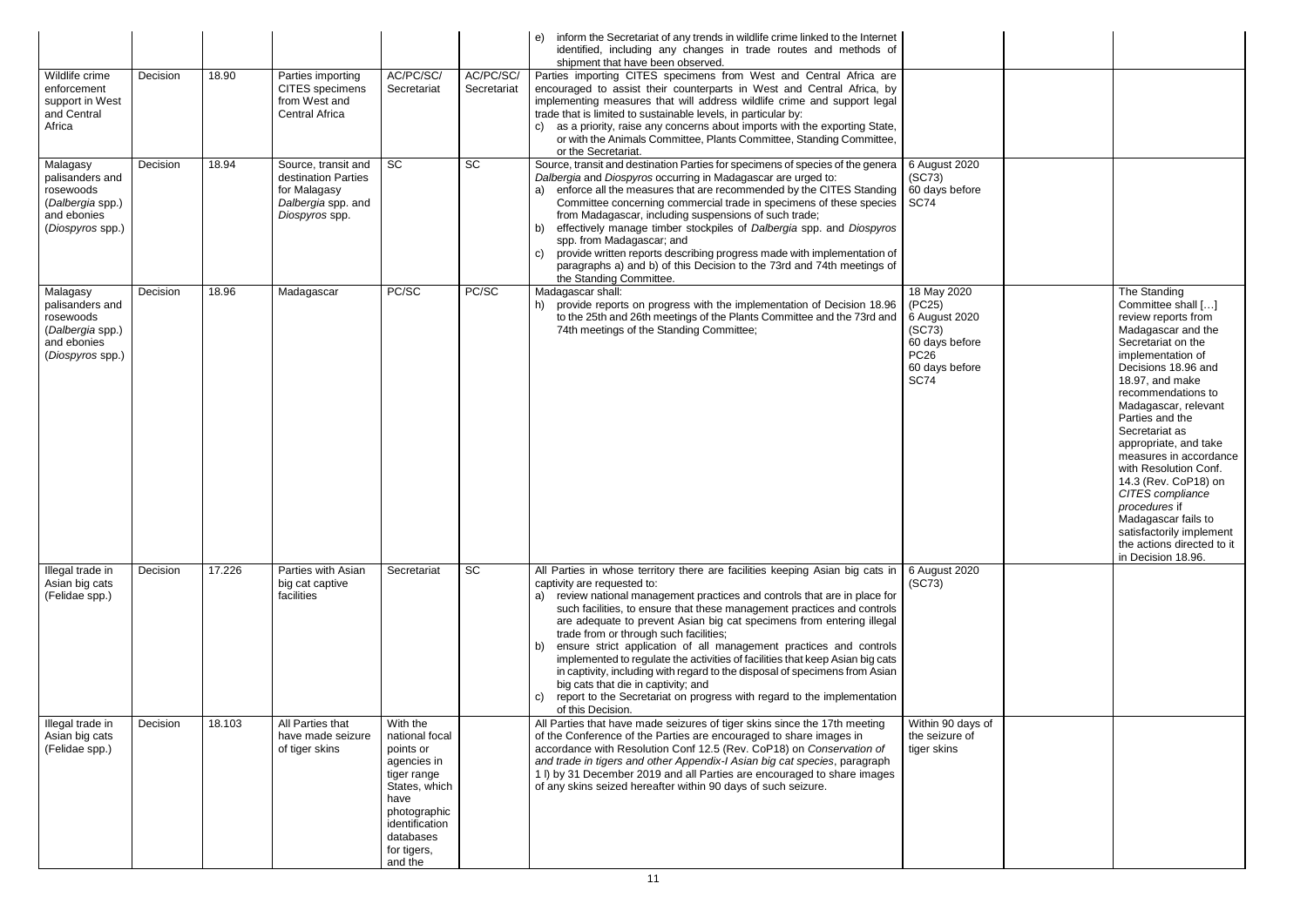|  |  |  |  |  |  |  |  |  |  |
|---|---|---|---|---|---|---|---|---|---|
|  |  |  |  |  |  | e) inform the Secretariat of any trends in wildlife crime linked to the Internet identified, including any changes in trade routes and methods of shipment that have been observed. |  |  |  |
| Wildlife crime enforcement support in West and Central Africa | Decision | 18.90 | Parties importing CITES specimens from West and Central Africa | AC/PC/SC/ Secretariat | AC/PC/SC/ Secretariat | Parties importing CITES specimens from West and Central Africa are encouraged to assist their counterparts in West and Central Africa, by implementing measures that will address wildlife crime and support legal trade that is limited to sustainable levels, in particular by:<br>c) as a priority, raise any concerns about imports with the exporting State, or with the Animals Committee, Plants Committee, Standing Committee, or the Secretariat. |  |  |  |
| Malagasy palisanders and rosewoods (*Dalbergia* spp.) and ebonies (*Diospyros* spp.) | Decision | 18.94 | Source, transit and destination Parties for Malagasy *Dalbergia* spp. and *Diospyros* spp. | SC | SC | Source, transit and destination Parties for specimens of species of the genera *Dalbergia* and *Diospyros* occurring in Madagascar are urged to:<br>a) enforce all the measures that are recommended by the CITES Standing Committee concerning commercial trade in specimens of these species from Madagascar, including suspensions of such trade;<br>b) effectively manage timber stockpiles of *Dalbergia* spp. and *Diospyros* spp. from Madagascar; and<br>c) provide written reports describing progress made with implementation of paragraphs a) and b) of this Decision to the 73rd and 74th meetings of the Standing Committee. | 6 August 2020 (SC73)<br>60 days before SC74 |  |  |
| Malagasy palisanders and rosewoods (*Dalbergia* spp.) and ebonies (*Diospyros* spp.) | Decision | 18.96 | Madagascar | PC/SC | PC/SC | Madagascar shall:<br>h) provide reports on progress with the implementation of Decision 18.96 to the 25th and 26th meetings of the Plants Committee and the 73rd and 74th meetings of the Standing Committee; | 18 May 2020 (PC25)<br>6 August 2020 (SC73)<br>60 days before PC26<br>60 days before SC74 |  | The Standing Committee shall […] review reports from Madagascar and the Secretariat on the implementation of Decisions 18.96 and 18.97, and make recommendations to Madagascar, relevant Parties and the Secretariat as appropriate, and take measures in accordance with Resolution Conf. 14.3 (Rev. CoP18) on *CITES compliance procedures* if Madagascar fails to satisfactorily implement the actions directed to it in Decision 18.96. |
| Illegal trade in Asian big cats (Felidae spp.) | Decision | 17.226 | Parties with Asian big cat captive facilities | Secretariat | SC | All Parties in whose territory there are facilities keeping Asian big cats in captivity are requested to:<br>a) review national management practices and controls that are in place for such facilities, to ensure that these management practices and controls are adequate to prevent Asian big cat specimens from entering illegal trade from or through such facilities;<br>b) ensure strict application of all management practices and controls implemented to regulate the activities of facilities that keep Asian big cats in captivity, including with regard to the disposal of specimens from Asian big cats that die in captivity; and<br>c) report to the Secretariat on progress with regard to the implementation of this Decision. | 6 August 2020 (SC73) |  |  |
| Illegal trade in Asian big cats (Felidae spp.) | Decision | 18.103 | All Parties that have made seizure of tiger skins | With the national focal points or agencies in tiger range States, which have photographic identification databases for tigers, and the |  | All Parties that have made seizures of tiger skins since the 17th meeting of the Conference of the Parties are encouraged to share images in accordance with Resolution Conf 12.5 (Rev. CoP18) on *Conservation of and trade in tigers and other Appendix-I Asian big cat species*, paragraph 1 l) by 31 December 2019 and all Parties are encouraged to share images of any skins seized hereafter within 90 days of such seizure. | Within 90 days of the seizure of tiger skins |  |  |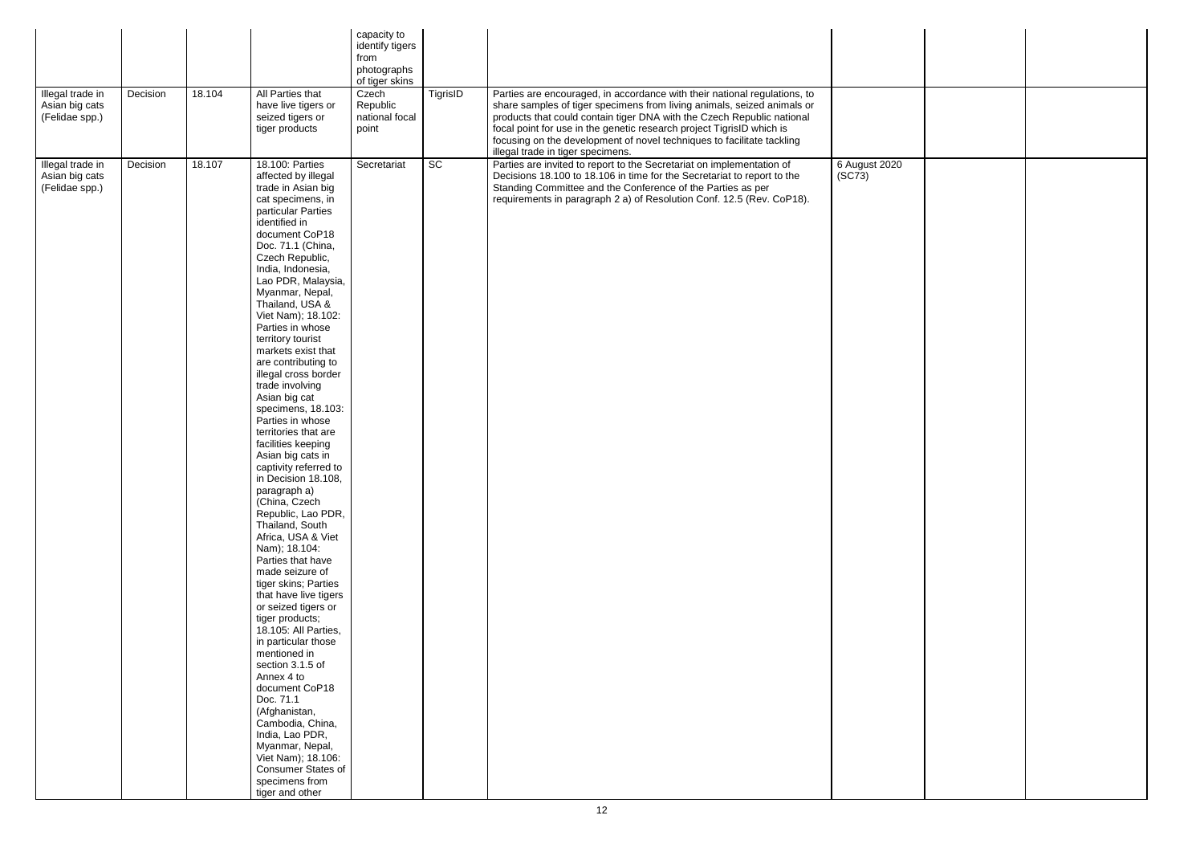|  |  |  |  | capacity to identify tigers from photographs of tiger skins |  |  |  |  |  |
|---|---|---|---|---|---|---|---|---|---|
| Illegal trade in Asian big cats (Felidae spp.) | Decision | 18.104 | All Parties that have live tigers or seized tigers or tiger products | Czech Republic national focal point | TigrisID | Parties are encouraged, in accordance with their national regulations, to share samples of tiger specimens from living animals, seized animals or products that could contain tiger DNA with the Czech Republic national focal point for use in the genetic research project TigrisID which is focusing on the development of novel techniques to facilitate tackling illegal trade in tiger specimens. |  |  |  |
| Illegal trade in Asian big cats (Felidae spp.) | Decision | 18.107 | 18.100: Parties affected by illegal trade in Asian big cat specimens, in particular Parties identified in document CoP18 Doc. 71.1 (China, Czech Republic, India, Indonesia, Lao PDR, Malaysia, Myanmar, Nepal, Thailand, USA & Viet Nam); 18.102: Parties in whose territory tourist markets exist that are contributing to illegal cross border trade involving Asian big cat specimens, 18.103: Parties in whose territories that are facilities keeping Asian big cats in captivity referred to in Decision 18.108, paragraph a) (China, Czech Republic, Lao PDR, Thailand, South Africa, USA & Viet Nam); 18.104: Parties that have made seizure of tiger skins; Parties that have live tigers or seized tigers or tiger products; 18.105: All Parties, in particular those mentioned in section 3.1.5 of Annex 4 to document CoP18 Doc. 71.1 (Afghanistan, Cambodia, China, India, Lao PDR, Myanmar, Nepal, Viet Nam); 18.106: Consumer States of specimens from tiger and other | Secretariat | SC | Parties are invited to report to the Secretariat on implementation of Decisions 18.100 to 18.106 in time for the Secretariat to report to the Standing Committee and the Conference of the Parties as per requirements in paragraph 2 a) of Resolution Conf. 12.5 (Rev. CoP18). | 6 August 2020 (SC73) |  |  |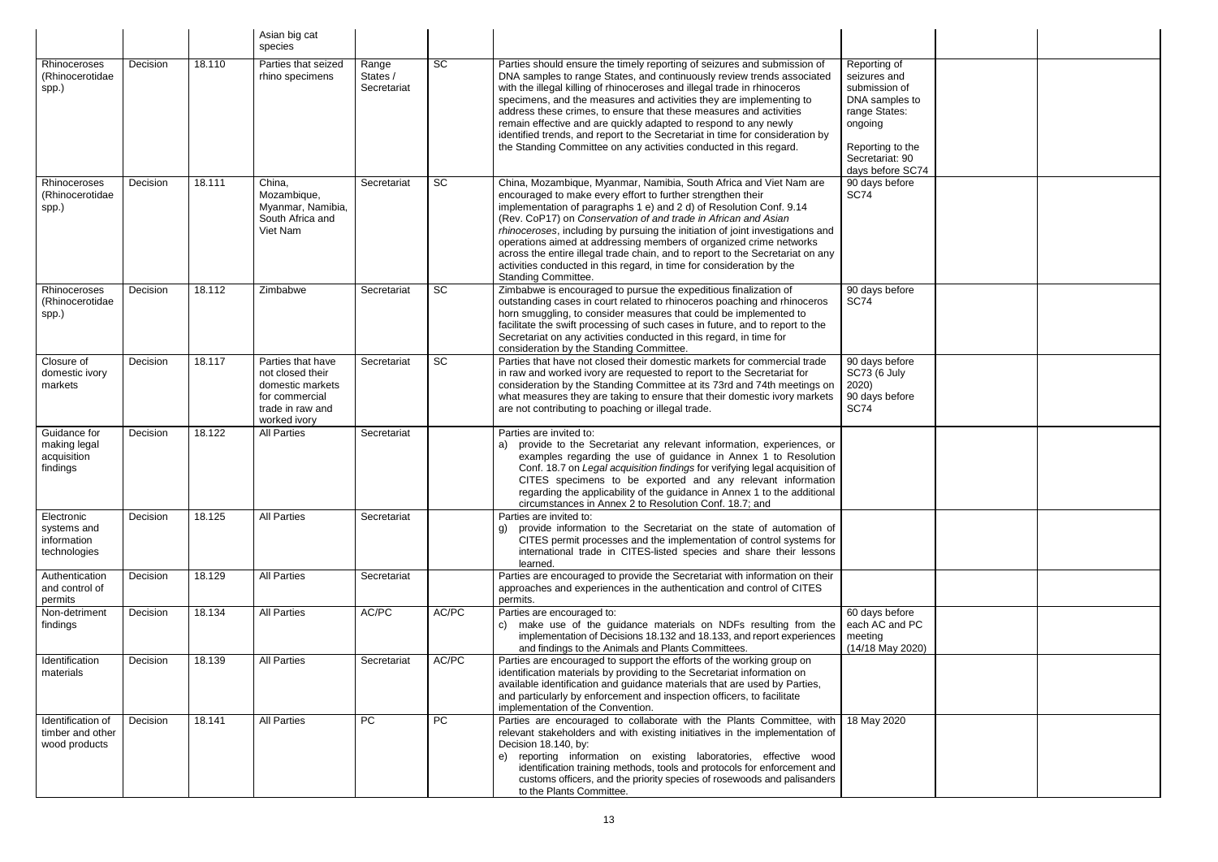|  |  |  | Asian big cat species |  |  |  |  |  |  |
|---|---|---|---|---|---|---|---|---|---|
| Rhinoceroses (Rhinocerotidae spp.) | Decision | 18.110 | Parties that seized rhino specimens | Range States / Secretariat | SC | Parties should ensure the timely reporting of seizures and submission of DNA samples to range States, and continuously review trends associated with the illegal killing of rhinoceroses and illegal trade in rhinoceros specimens, and the measures and activities they are implementing to address these crimes, to ensure that these measures and activities remain effective and are quickly adapted to respond to any newly identified trends, and report to the Secretariat in time for consideration by the Standing Committee on any activities conducted in this regard. | Reporting of seizures and submission of DNA samples to range States: ongoing<br><br>Reporting to the Secretariat: 90 days before SC74 |  |  |
| Rhinoceroses (Rhinocerotidae spp.) | Decision | 18.111 | China, Mozambique, Myanmar, Namibia, South Africa and Viet Nam | Secretariat | SC | China, Mozambique, Myanmar, Namibia, South Africa and Viet Nam are encouraged to make every effort to further strengthen their implementation of paragraphs 1 e) and 2 d) of Resolution Conf. 9.14 (Rev. CoP17) on *Conservation of and trade in African and Asian rhinoceroses*, including by pursuing the initiation of joint investigations and operations aimed at addressing members of organized crime networks across the entire illegal trade chain, and to report to the Secretariat on any activities conducted in this regard, in time for consideration by the Standing Committee. | 90 days before SC74 |  |  |
| Rhinoceroses (Rhinocerotidae spp.) | Decision | 18.112 | Zimbabwe | Secretariat | SC | Zimbabwe is encouraged to pursue the expeditious finalization of outstanding cases in court related to rhinoceros poaching and rhinoceros horn smuggling, to consider measures that could be implemented to facilitate the swift processing of such cases in future, and to report to the Secretariat on any activities conducted in this regard, in time for consideration by the Standing Committee. | 90 days before SC74 |  |  |
| Closure of domestic ivory markets | Decision | 18.117 | Parties that have not closed their domestic markets for commercial trade in raw and worked ivory | Secretariat | SC | Parties that have not closed their domestic markets for commercial trade in raw and worked ivory are requested to report to the Secretariat for consideration by the Standing Committee at its 73rd and 74th meetings on what measures they are taking to ensure that their domestic ivory markets are not contributing to poaching or illegal trade. | 90 days before SC73 (6 July 2020)<br>90 days before SC74 |  |  |
| Guidance for making legal acquisition findings | Decision | 18.122 | All Parties | Secretariat |  | Parties are invited to:<br>a) provide to the Secretariat any relevant information, experiences, or examples regarding the use of guidance in Annex 1 to Resolution Conf. 18.7 on *Legal acquisition findings* for verifying legal acquisition of CITES specimens to be exported and any relevant information regarding the applicability of the guidance in Annex 1 to the additional circumstances in Annex 2 to Resolution Conf. 18.7; and |  |  |  |
| Electronic systems and information technologies | Decision | 18.125 | All Parties | Secretariat |  | Parties are invited to:<br>g) provide information to the Secretariat on the state of automation of CITES permit processes and the implementation of control systems for international trade in CITES-listed species and share their lessons learned. |  |  |  |
| Authentication and control of permits | Decision | 18.129 | All Parties | Secretariat |  | Parties are encouraged to provide the Secretariat with information on their approaches and experiences in the authentication and control of CITES permits. |  |  |  |
| Non-detriment findings | Decision | 18.134 | All Parties | AC/PC | AC/PC | Parties are encouraged to:<br>c) make use of the guidance materials on NDFs resulting from the implementation of Decisions 18.132 and 18.133, and report experiences and findings to the Animals and Plants Committees. | 60 days before each AC and PC meeting (14/18 May 2020) |  |  |
| Identification materials | Decision | 18.139 | All Parties | Secretariat | AC/PC | Parties are encouraged to support the efforts of the working group on identification materials by providing to the Secretariat information on available identification and guidance materials that are used by Parties, and particularly by enforcement and inspection officers, to facilitate implementation of the Convention. |  |  |  |
| Identification of timber and other wood products | Decision | 18.141 | All Parties | PC | PC | Parties are encouraged to collaborate with the Plants Committee, with relevant stakeholders and with existing initiatives in the implementation of Decision 18.140, by:<br>e) reporting information on existing laboratories, effective wood identification training methods, tools and protocols for enforcement and customs officers, and the priority species of rosewoods and palisanders to the Plants Committee. | 18 May 2020 |  |  |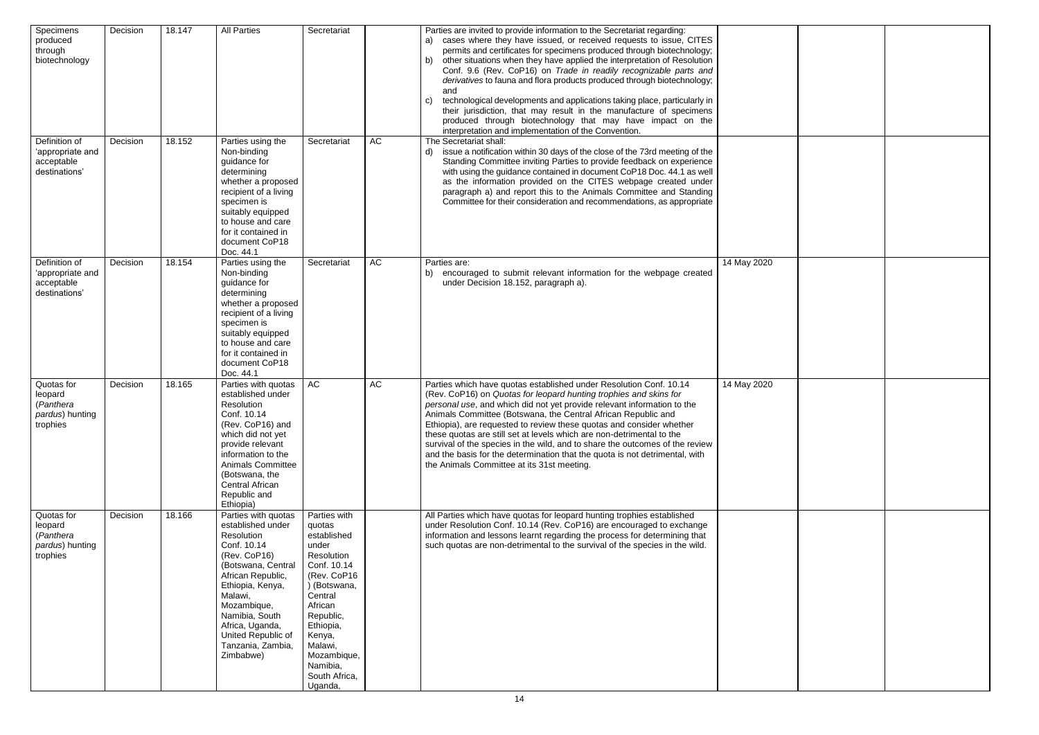| Specimens produced through biotechnology | Decision | 18.147 | All Parties | Secretariat | | Parties are invited to provide information to the Secretariat regarding:<br>a) cases where they have issued, or received requests to issue, CITES permits and certificates for specimens produced through biotechnology;<br>b) other situations when they have applied the interpretation of Resolution Conf. 9.6 (Rev. CoP16) on *Trade in readily recognizable parts and derivatives* to fauna and flora products produced through biotechnology; and<br>c) technological developments and applications taking place, particularly in their jurisdiction, that may result in the manufacture of specimens produced through biotechnology that may have impact on the interpretation and implementation of the Convention. | | | |
|---|---|---|---|---|---|---|---|---|---|
| Definition of 'appropriate and acceptable destinations' | Decision | 18.152 | Parties using the Non-binding guidance for determining whether a proposed recipient of a living specimen is suitably equipped to house and care for it contained in document CoP18 Doc. 44.1 | Secretariat | AC | The Secretariat shall:<br>d) issue a notification within 30 days of the close of the 73rd meeting of the Standing Committee inviting Parties to provide feedback on experience with using the guidance contained in document CoP18 Doc. 44.1 as well as the information provided on the CITES webpage created under paragraph a) and report this to the Animals Committee and Standing Committee for their consideration and recommendations, as appropriate | | | |
| Definition of 'appropriate and acceptable destinations' | Decision | 18.154 | Parties using the Non-binding guidance for determining whether a proposed recipient of a living specimen is suitably equipped to house and care for it contained in document CoP18 Doc. 44.1 | Secretariat | AC | Parties are:<br>b) encouraged to submit relevant information for the webpage created under Decision 18.152, paragraph a). | 14 May 2020 | | |
| Quotas for leopard (*Panthera pardus*) hunting trophies | Decision | 18.165 | Parties with quotas established under Resolution Conf. 10.14 (Rev. CoP16) and which did not yet provide relevant information to the Animals Committee (Botswana, the Central African Republic and Ethiopia) | AC | AC | Parties which have quotas established under Resolution Conf. 10.14 (Rev. CoP16) on *Quotas for leopard hunting trophies and skins for personal use*, and which did not yet provide relevant information to the Animals Committee (Botswana, the Central African Republic and Ethiopia), are requested to review these quotas and consider whether these quotas are still set at levels which are non-detrimental to the survival of the species in the wild, and to share the outcomes of the review and the basis for the determination that the quota is not detrimental, with the Animals Committee at its 31st meeting. | 14 May 2020 | | |
| Quotas for leopard (*Panthera pardus*) hunting trophies | Decision | 18.166 | Parties with quotas established under Resolution Conf. 10.14 (Rev. CoP16) (Botswana, Central African Republic, Ethiopia, Kenya, Malawi, Mozambique, Namibia, South Africa, Uganda, United Republic of Tanzania, Zambia, Zimbabwe) | Parties with quotas established under Resolution Conf. 10.14 (Rev. CoP16 ) (Botswana, Central African Republic, Ethiopia, Kenya, Malawi, Mozambique, Namibia, South Africa, Uganda, | | All Parties which have quotas for leopard hunting trophies established under Resolution Conf. 10.14 (Rev. CoP16) are encouraged to exchange information and lessons learnt regarding the process for determining that such quotas are non-detrimental to the survival of the species in the wild. | | | |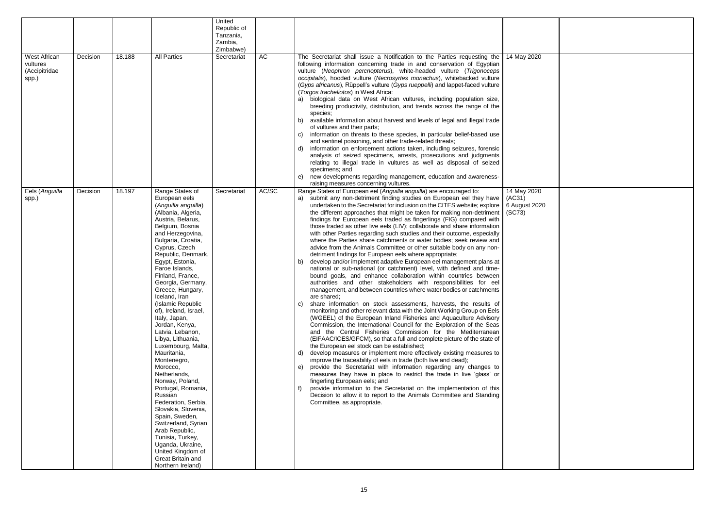|  |  |  |  | United Republic of Tanzania, Zambia, Zimbabwe) |  |  |  |  |  |
|---|---|---|---|---|---|---|---|---|---|
| West African vultures (Accipitridae spp.) | Decision | 18.188 | All Parties | Secretariat | AC | The Secretariat shall issue a Notification to the Parties requesting the following information concerning trade in and conservation of Egyptian vulture (*Neophron percnopterus*), white-headed vulture (*Trigonoceps occipitalis*), hooded vulture (*Necrosyrtes monachus*), whitebacked vulture (*Gyps africanus*), Rüppell's vulture (*Gyps rueppelli*) and lappet-faced vulture (*Torgos tracheliotos*) in West Africa:<br>a) biological data on West African vultures, including population size, breeding productivity, distribution, and trends across the range of the species;<br>b) available information about harvest and levels of legal and illegal trade of vultures and their parts;<br>c) information on threats to these species, in particular belief-based use and sentinel poisoning, and other trade-related threats;<br>d) information on enforcement actions taken, including seizures, forensic analysis of seized specimens, arrests, prosecutions and judgments relating to illegal trade in vultures as well as disposal of seized specimens; and<br>e) new developments regarding management, education and awareness-raising measures concerning vultures. | 14 May 2020 |  |  |
| Eels (*Anguilla* spp.) | Decision | 18.197 | Range States of European eels (*Anguilla anguilla*) (Albania, Algeria, Austria, Belarus, Belgium, Bosnia and Herzegovina, Bulgaria, Croatia, Cyprus, Czech Republic, Denmark, Egypt, Estonia, Faroe Islands, Finland, France, Georgia, Germany, Greece, Hungary, Iceland, Iran (Islamic Republic of), Ireland, Israel, Italy, Japan, Jordan, Kenya, Latvia, Lebanon, Libya, Lithuania, Luxembourg, Malta, Mauritania, Montenegro, Morocco, Netherlands, Norway, Poland, Portugal, Romania, Russian Federation, Serbia, Slovakia, Slovenia, Spain, Sweden, Switzerland, Syrian Arab Republic, Tunisia, Turkey, Uganda, Ukraine, United Kingdom of Great Britain and Northern Ireland) | Secretariat | AC/SC | Range States of European eel (*Anguilla anguilla*) are encouraged to:<br>a) submit any non-detriment finding studies on European eel they have undertaken to the Secretariat for inclusion on the CITES website; explore the different approaches that might be taken for making non-detriment findings for European eels traded as fingerlings (FIG) compared with those traded as other live eels (LIV); collaborate and share information with other Parties regarding such studies and their outcome, especially where the Parties share catchments or water bodies; seek review and advice from the Animals Committee or other suitable body on any non-detriment findings for European eels where appropriate;<br>b) develop and/or implement adaptive European eel management plans at national or sub-national (or catchment) level, with defined and time-bound goals, and enhance collaboration within countries between authorities and other stakeholders with responsibilities for eel management, and between countries where water bodies or catchments are shared;<br>c) share information on stock assessments, harvests, the results of monitoring and other relevant data with the Joint Working Group on Eels (WGEEL) of the European Inland Fisheries and Aquaculture Advisory Commission, the International Council for the Exploration of the Seas and the Central Fisheries Commission for the Mediterranean (EIFAAC/ICES/GFCM), so that a full and complete picture of the state of the European eel stock can be established;<br>d) develop measures or implement more effectively existing measures to improve the traceability of eels in trade (both live and dead);<br>e) provide the Secretariat with information regarding any changes to measures they have in place to restrict the trade in live 'glass' or fingerling European eels; and<br>f) provide information to the Secretariat on the implementation of this Decision to allow it to report to the Animals Committee and Standing Committee, as appropriate. | 14 May 2020 (AC31)<br>6 August 2020 (SC73) |  |  |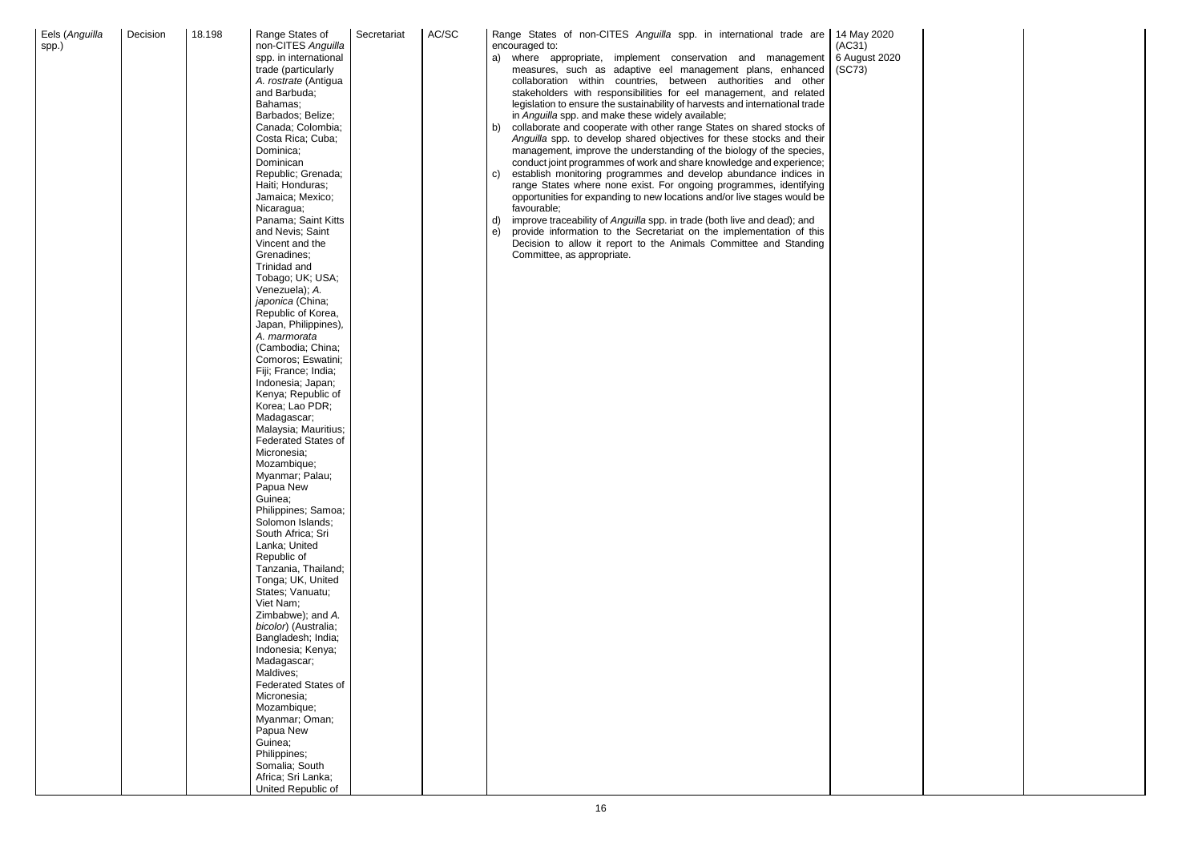| Eels (*Anguilla* spp.) | Decision | 18.198 | Range States of non-CITES *Anguilla* spp. in international trade (particularly *A. rostrate* (Antigua and Barbuda; Bahamas; Barbados; Belize; Canada; Colombia; Costa Rica; Cuba; Dominica; Dominican Republic; Grenada; Haiti; Honduras; Jamaica; Mexico; Nicaragua; Panama; Saint Kitts and Nevis; Saint Vincent and the Grenadines; Trinidad and Tobago; UK; USA; Venezuela); *A. japonica* (China; Republic of Korea, Japan, Philippines), *A. marmorata* (Cambodia; China; Comoros; Eswatini; Fiji; France; India; Indonesia; Japan; Kenya; Republic of Korea; Lao PDR; Madagascar; Malaysia; Mauritius; Federated States of Micronesia; Mozambique; Myanmar; Palau; Papua New Guinea; Philippines; Samoa; Solomon Islands; South Africa; Sri Lanka; United Republic of Tanzania, Thailand; Tonga; UK, United States; Vanuatu; Viet Nam; Zimbabwe); and *A. bicolor*) (Australia; Bangladesh; India; Indonesia; Kenya; Madagascar; Maldives; Federated States of Micronesia; Mozambique; Myanmar; Oman; Papua New Guinea; Philippines; Somalia; South Africa; Sri Lanka; United Republic of | Secretariat | AC/SC | Range States of non-CITES *Anguilla* spp. in international trade are encouraged to:<br>a) where appropriate, implement conservation and management measures, such as adaptive eel management plans, enhanced collaboration within countries, between authorities and other stakeholders with responsibilities for eel management, and related legislation to ensure the sustainability of harvests and international trade in *Anguilla* spp. and make these widely available;<br>b) collaborate and cooperate with other range States on shared stocks of *Anguilla* spp. to develop shared objectives for these stocks and their management, improve the understanding of the biology of the species, conduct joint programmes of work and share knowledge and experience;<br>c) establish monitoring programmes and develop abundance indices in range States where none exist. For ongoing programmes, identifying opportunities for expanding to new locations and/or live stages would be favourable;<br>d) improve traceability of *Anguilla* spp. in trade (both live and dead); and<br>e) provide information to the Secretariat on the implementation of this Decision to allow it report to the Animals Committee and Standing Committee, as appropriate. | 14 May 2020 (AC31)<br>6 August 2020 (SC73) | | |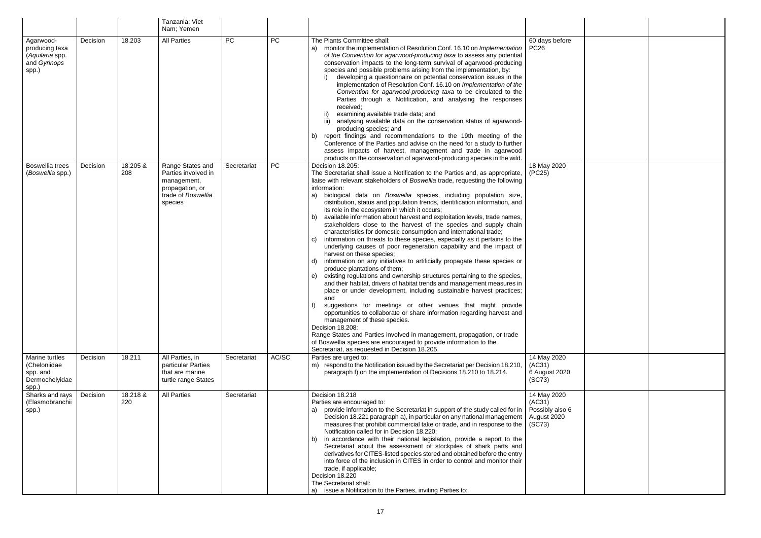| | | | Tanzania; Viet Nam; Yemen | | | | | | | |
|---|---|---|---|---|---|---|---|---|---|---|
| Agarwood-producing taxa (*Aquilaria* spp. and *Gyrinops* spp.) | Decision | 18.203 | All Parties | PC | PC | The Plants Committee shall:<br>a) monitor the implementation of Resolution Conf. 16.10 on *Implementation of the Convention for agarwood-producing taxa* to assess any potential conservation impacts to the long-term survival of agarwood-producing species and possible problems arising from the implementation, by:<br>i) developing a questionnaire on potential conservation issues in the implementation of Resolution Conf. 16.10 on *Implementation of the Convention for agarwood-producing taxa* to be circulated to the Parties through a Notification, and analysing the responses received;<br>ii) examining available trade data; and<br>iii) analysing available data on the conservation status of agarwood-producing species; and<br>b) report findings and recommendations to the 19th meeting of the Conference of the Parties and advise on the need for a study to further assess impacts of harvest, management and trade in agarwood products on the conservation of agarwood-producing species in the wild. | 60 days before PC26 | | | |
| Boswellia trees (*Boswellia* spp.) | Decision | 18.205 & 208 | Range States and Parties involved in management, propagation, or trade of *Boswellia* species | Secretariat | PC | Decision 18.205:<br>The Secretariat shall issue a Notification to the Parties and, as appropriate, liaise with relevant stakeholders of *Boswellia* trade, requesting the following information:<br>a) biological data on *Boswellia* species, including population size, distribution, status and population trends, identification information, and its role in the ecosystem in which it occurs;<br>b) available information about harvest and exploitation levels, trade names, stakeholders close to the harvest of the species and supply chain characteristics for domestic consumption and international trade;<br>c) information on threats to these species, especially as it pertains to the underlying causes of poor regeneration capability and the impact of harvest on these species;<br>d) information on any initiatives to artificially propagate these species or produce plantations of them;<br>e) existing regulations and ownership structures pertaining to the species, and their habitat, drivers of habitat trends and management measures in place or under development, including sustainable harvest practices; and<br>f) suggestions for meetings or other venues that might provide opportunities to collaborate or share information regarding harvest and management of these species.<br>Decision 18.208:<br>Range States and Parties involved in management, propagation, or trade of Boswellia species are encouraged to provide information to the Secretariat, as requested in Decision 18.205. | 18 May 2020 (PC25) | | | |
| Marine turtles (Cheloniidae spp. and Dermochelyidae spp.) | Decision | 18.211 | All Parties, in particular Parties that are marine turtle range States | Secretariat | AC/SC | Parties are urged to:<br>m) respond to the Notification issued by the Secretariat per Decision 18.210, paragraph f) on the implementation of Decisions 18.210 to 18.214. | 14 May 2020 (AC31)<br>6 August 2020 (SC73) | | | |
| Sharks and rays (Elasmobranchii spp.) | Decision | 18.218 & 220 | All Parties | Secretariat | | Decision 18.218<br>Parties are encouraged to:<br>a) provide information to the Secretariat in support of the study called for in Decision 18.221 paragraph a), in particular on any national management measures that prohibit commercial take or trade, and in response to the Notification called for in Decision 18.220;<br>b) in accordance with their national legislation, provide a report to the Secretariat about the assessment of stockpiles of shark parts and derivatives for CITES-listed species stored and obtained before the entry into force of the inclusion in CITES in order to control and monitor their trade, if applicable;<br>Decision 18.220<br>The Secretariat shall:<br>a) issue a Notification to the Parties, inviting Parties to: | 14 May 2020 (AC31)<br>Possibly also 6 August 2020 (SC73) | | | |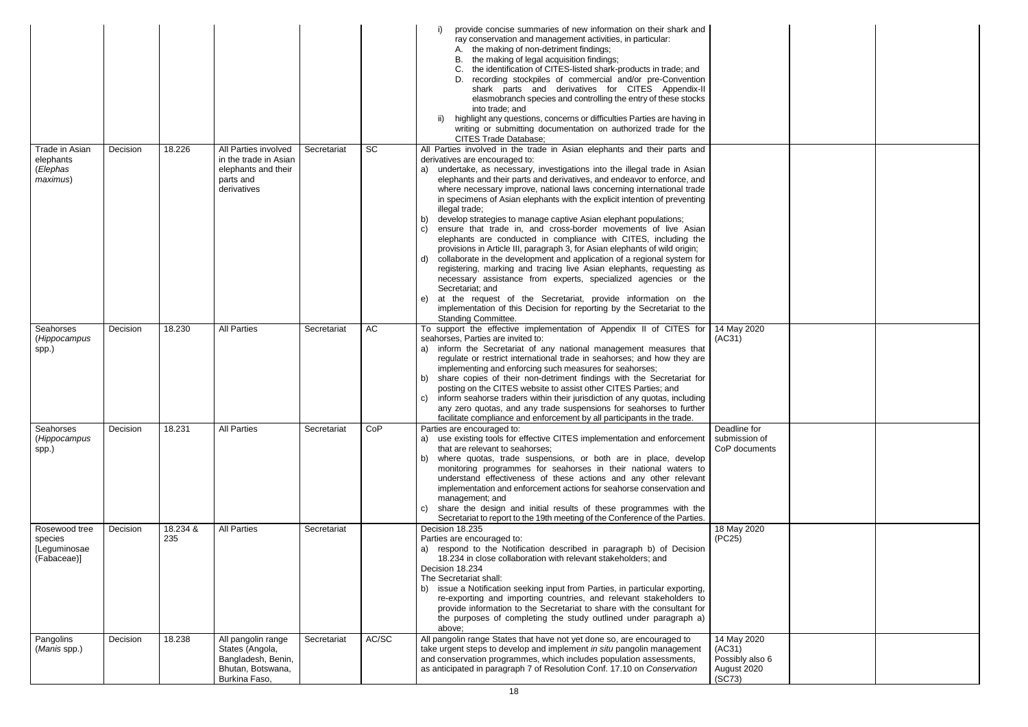| | | | | | | | | | |
|---|---|---|---|---|---|---|---|---|---|
| | | | | | | i) provide concise summaries of new information on their shark and ray conservation and management activities, in particular:<br>A. the making of non-detriment findings;<br>B. the making of legal acquisition findings;<br>C. the identification of CITES-listed shark-products in trade; and<br>D. recording stockpiles of commercial and/or pre-Convention shark parts and derivatives for CITES Appendix-II elasmobranch species and controlling the entry of these stocks into trade; and<br>ii) highlight any questions, concerns or difficulties Parties are having in writing or submitting documentation on authorized trade for the CITES Trade Database; | | | |
| Trade in Asian elephants (*Elephas maximus*) | Decision | 18.226 | All Parties involved in the trade in Asian elephants and their parts and derivatives | Secretariat | SC | All Parties involved in the trade in Asian elephants and their parts and derivatives are encouraged to:<br>a) undertake, as necessary, investigations into the illegal trade in Asian elephants and their parts and derivatives, and endeavor to enforce, and where necessary improve, national laws concerning international trade in specimens of Asian elephants with the explicit intention of preventing illegal trade;<br>b) develop strategies to manage captive Asian elephant populations;<br>c) ensure that trade in, and cross-border movements of live Asian elephants are conducted in compliance with CITES, including the provisions in Article III, paragraph 3, for Asian elephants of wild origin;<br>d) collaborate in the development and application of a regional system for registering, marking and tracing live Asian elephants, requesting as necessary assistance from experts, specialized agencies or the Secretariat; and<br>e) at the request of the Secretariat, provide information on the implementation of this Decision for reporting by the Secretariat to the Standing Committee. | | | |
| Seahorses (*Hippocampus* spp.) | Decision | 18.230 | All Parties | Secretariat | AC | To support the effective implementation of Appendix II of CITES for seahorses, Parties are invited to:<br>a) inform the Secretariat of any national management measures that regulate or restrict international trade in seahorses; and how they are implementing and enforcing such measures for seahorses;<br>b) share copies of their non-detriment findings with the Secretariat for posting on the CITES website to assist other CITES Parties; and<br>c) inform seahorse traders within their jurisdiction of any quotas, including any zero quotas, and any trade suspensions for seahorses to further facilitate compliance and enforcement by all participants in the trade. | 14 May 2020 (AC31) | | |
| Seahorses (*Hippocampus* spp.) | Decision | 18.231 | All Parties | Secretariat | CoP | Parties are encouraged to:<br>a) use existing tools for effective CITES implementation and enforcement that are relevant to seahorses;<br>b) where quotas, trade suspensions, or both are in place, develop monitoring programmes for seahorses in their national waters to understand effectiveness of these actions and any other relevant implementation and enforcement actions for seahorse conservation and management; and<br>c) share the design and initial results of these programmes with the Secretariat to report to the 19th meeting of the Conference of the Parties. | Deadline for submission of CoP documents | | |
| Rosewood tree species [Leguminosae (Fabaceae)] | Decision | 18.234 & 235 | All Parties | Secretariat | | Decision 18.235<br>Parties are encouraged to:<br>a) respond to the Notification described in paragraph b) of Decision 18.234 in close collaboration with relevant stakeholders; and<br>Decision 18.234<br>The Secretariat shall:<br>b) issue a Notification seeking input from Parties, in particular exporting, re-exporting and importing countries, and relevant stakeholders to provide information to the Secretariat to share with the consultant for the purposes of completing the study outlined under paragraph a) above; | 18 May 2020 (PC25) | | |
| Pangolins (*Manis* spp.) | Decision | 18.238 | All pangolin range States (Angola, Bangladesh, Benin, Bhutan, Botswana, Burkina Faso, | Secretariat | AC/SC | All pangolin range States that have not yet done so, are encouraged to take urgent steps to develop and implement *in situ* pangolin management and conservation programmes, which includes population assessments, as anticipated in paragraph 7 of Resolution Conf. 17.10 on *Conservation* | 14 May 2020 (AC31) Possibly also 6 August 2020 (SC73) | | |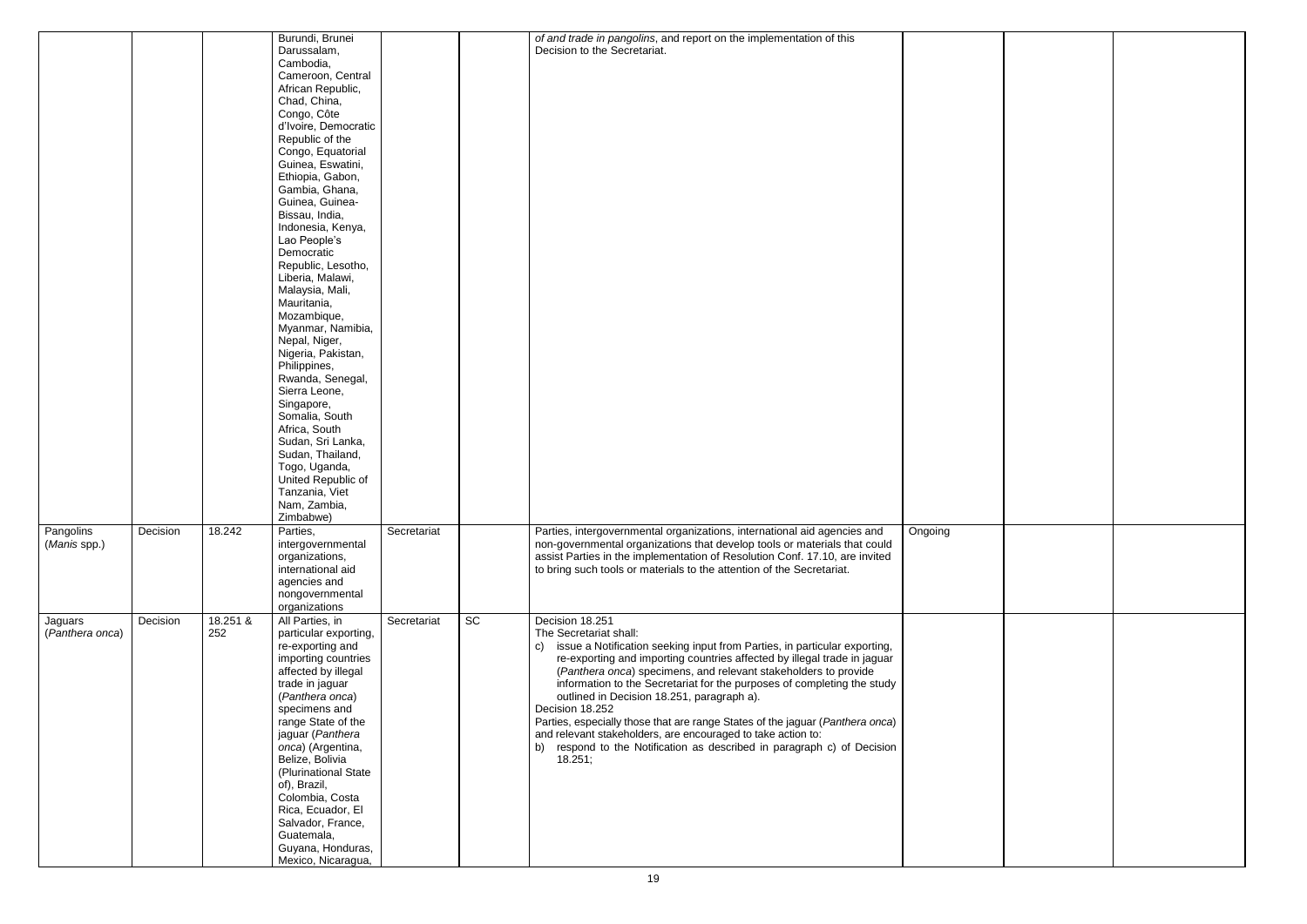| | | | | | | | | | |
|---|---|---|---|---|---|---|---|---|---|
| | | | Burundi, Brunei Darussalam, Cambodia, Cameroon, Central African Republic, Chad, China, Congo, Côte d'Ivoire, Democratic Republic of the Congo, Equatorial Guinea, Eswatini, Ethiopia, Gabon, Gambia, Ghana, Guinea, Guinea-Bissau, India, Indonesia, Kenya, Lao People's Democratic Republic, Lesotho, Liberia, Malawi, Malaysia, Mali, Mauritania, Mozambique, Myanmar, Namibia, Nepal, Niger, Nigeria, Pakistan, Philippines, Rwanda, Senegal, Sierra Leone, Singapore, Somalia, South Africa, South Sudan, Sri Lanka, Sudan, Thailand, Togo, Uganda, United Republic of Tanzania, Viet Nam, Zambia, Zimbabwe) | | | *of and trade in pangolins*, and report on the implementation of this Decision to the Secretariat. | | | |
| Pangolins (*Manis* spp.) | Decision | 18.242 | Parties, intergovernmental organizations, international aid agencies and nongovernmental organizations | Secretariat | | Parties, intergovernmental organizations, international aid agencies and non-governmental organizations that develop tools or materials that could assist Parties in the implementation of Resolution Conf. 17.10, are invited to bring such tools or materials to the attention of the Secretariat. | Ongoing | | |
| Jaguars (*Panthera onca*) | Decision | 18.251 & 252 | All Parties, in particular exporting, re-exporting and importing countries affected by illegal trade in jaguar (*Panthera onca*) specimens and range State of the jaguar (*Panthera onca*) (Argentina, Belize, Bolivia (Plurinational State of), Brazil, Colombia, Costa Rica, Ecuador, El Salvador, France, Guatemala, Guyana, Honduras, Mexico, Nicaragua, | Secretariat | SC | Decision 18.251<br>The Secretariat shall:<br>c) issue a Notification seeking input from Parties, in particular exporting, re-exporting and importing countries affected by illegal trade in jaguar (*Panthera onca*) specimens, and relevant stakeholders to provide information to the Secretariat for the purposes of completing the study outlined in Decision 18.251, paragraph a).<br>Decision 18.252<br>Parties, especially those that are range States of the jaguar (*Panthera onca*) and relevant stakeholders, are encouraged to take action to:<br>b) respond to the Notification as described in paragraph c) of Decision 18.251; | | | |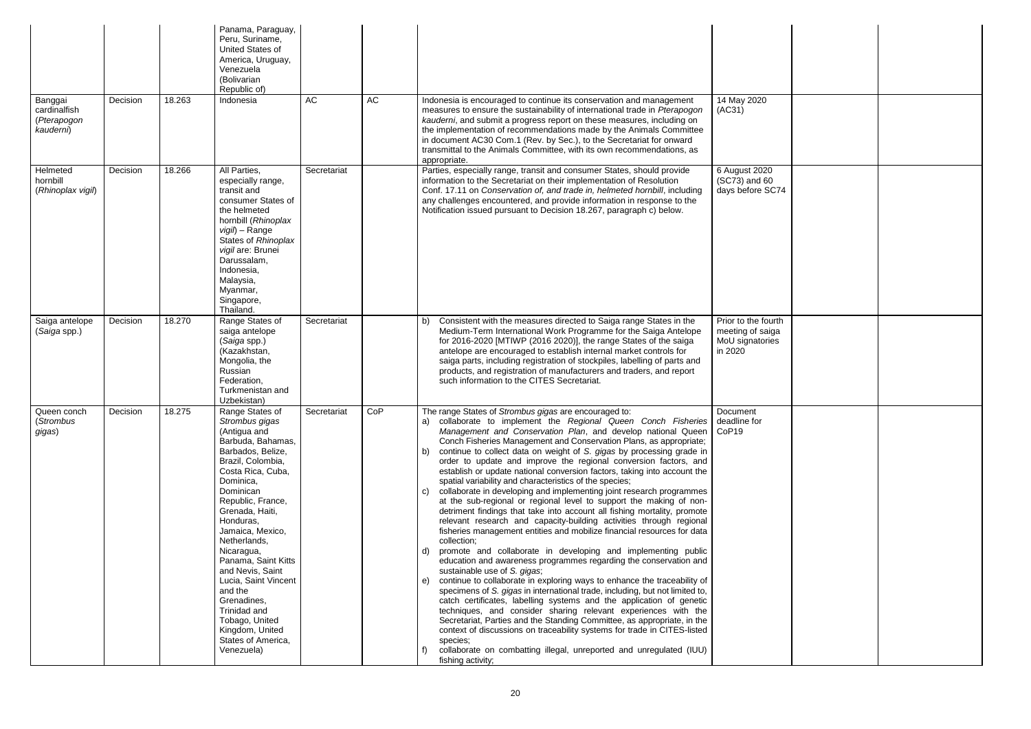| | | | | | | | | | |
|---|---|---|---|---|---|---|---|---|---|
| | | | Panama, Paraguay, Peru, Suriname, United States of America, Uruguay, Venezuela (Bolivarian Republic of) | | | | | | |
| Banggai cardinalfish (*Pterapogon kauderni*) | Decision | 18.263 | Indonesia | AC | AC | Indonesia is encouraged to continue its conservation and management measures to ensure the sustainability of international trade in *Pterapogon kauderni*, and submit a progress report on these measures, including on the implementation of recommendations made by the Animals Committee in document AC30 Com.1 (Rev. by Sec.), to the Secretariat for onward transmittal to the Animals Committee, with its own recommendations, as appropriate. | 14 May 2020 (AC31) | | |
| Helmeted hornbill (*Rhinoplax vigil*) | Decision | 18.266 | All Parties, especially range, transit and consumer States of the helmeted hornbill (*Rhinoplax vigil*) – Range States of *Rhinoplax vigil* are: Brunei Darussalam, Indonesia, Malaysia, Myanmar, Singapore, Thailand. | Secretariat | | Parties, especially range, transit and consumer States, should provide information to the Secretariat on their implementation of Resolution Conf. 17.11 on *Conservation of, and trade in, helmeted hornbill*, including any challenges encountered, and provide information in response to the Notification issued pursuant to Decision 18.267, paragraph c) below. | 6 August 2020 (SC73) and 60 days before SC74 | | |
| Saiga antelope (*Saiga* spp.) | Decision | 18.270 | Range States of saiga antelope (*Saiga* spp.) (Kazakhstan, Mongolia, the Russian Federation, Turkmenistan and Uzbekistan) | Secretariat | | b) Consistent with the measures directed to Saiga range States in the Medium-Term International Work Programme for the Saiga Antelope for 2016-2020 [MTIWP (2016 2020)], the range States of the saiga antelope are encouraged to establish internal market controls for saiga parts, including registration of stockpiles, labelling of parts and products, and registration of manufacturers and traders, and report such information to the CITES Secretariat. | Prior to the fourth meeting of saiga MoU signatories in 2020 | | |
| Queen conch (*Strombus gigas*) | Decision | 18.275 | Range States of *Strombus gigas* (Antigua and Barbuda, Bahamas, Barbados, Belize, Brazil, Colombia, Costa Rica, Cuba, Dominica, Dominican Republic, France, Grenada, Haiti, Honduras, Jamaica, Mexico, Netherlands, Nicaragua, Panama, Saint Kitts and Nevis, Saint Lucia, Saint Vincent and the Grenadines, Trinidad and Tobago, United Kingdom, United States of America, Venezuela) | Secretariat | CoP | The range States of *Strombus gigas* are encouraged to:<br>a) collaborate to implement the *Regional Queen Conch Fisheries Management and Conservation Plan*, and develop national Queen Conch Fisheries Management and Conservation Plans, as appropriate;<br>b) continue to collect data on weight of *S. gigas* by processing grade in order to update and improve the regional conversion factors, and establish or update national conversion factors, taking into account the spatial variability and characteristics of the species;<br>c) collaborate in developing and implementing joint research programmes at the sub-regional or regional level to support the making of non-detriment findings that take into account all fishing mortality, promote relevant research and capacity-building activities through regional fisheries management entities and mobilize financial resources for data collection;<br>d) promote and collaborate in developing and implementing public education and awareness programmes regarding the conservation and sustainable use of *S. gigas*;<br>e) continue to collaborate in exploring ways to enhance the traceability of specimens of *S. gigas* in international trade, including, but not limited to, catch certificates, labelling systems and the application of genetic techniques, and consider sharing relevant experiences with the Secretariat, Parties and the Standing Committee, as appropriate, in the context of discussions on traceability systems for trade in CITES-listed species;<br>f) collaborate on combatting illegal, unreported and unregulated (IUU) fishing activity; | Document deadline for CoP19 | | |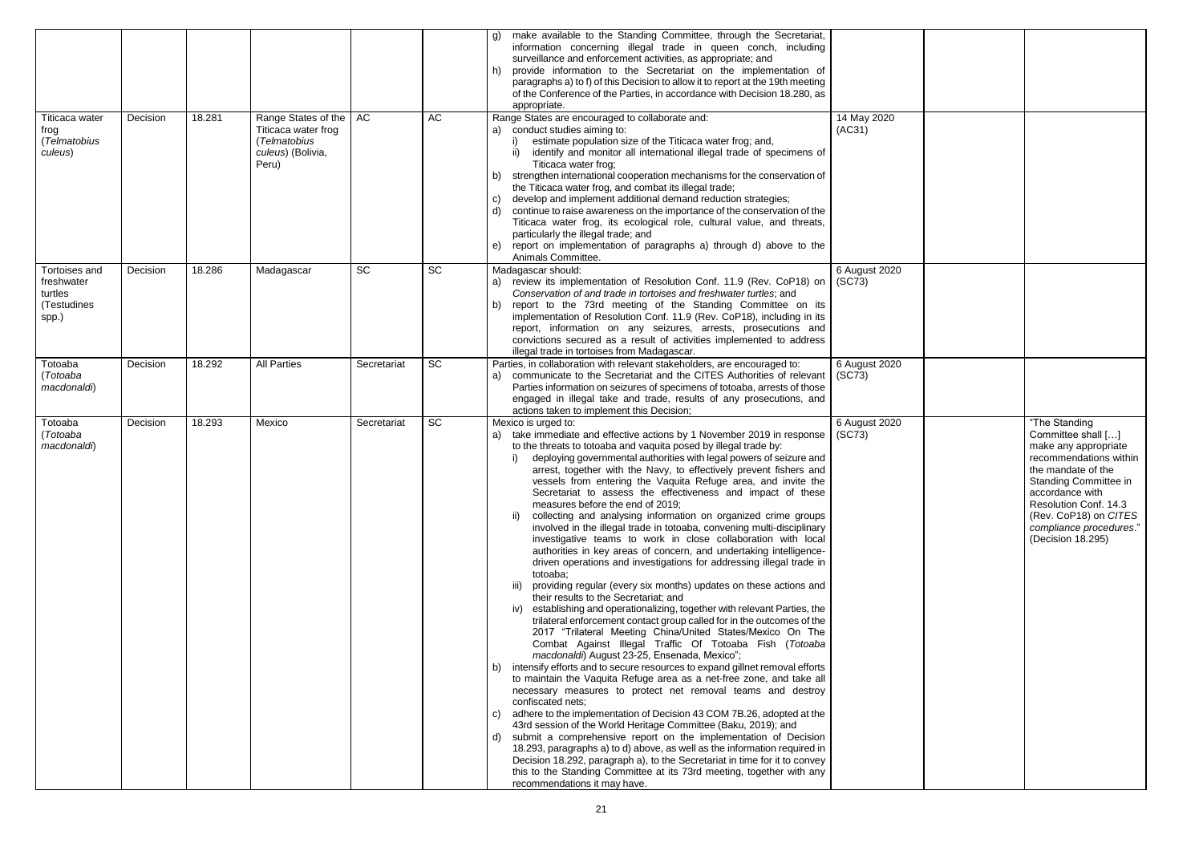| | | | | | | | | | |
|---|---|---|---|---|---|---|---|---|---|
| | | | | | | g) make available to the Standing Committee, through the Secretariat, information concerning illegal trade in queen conch, including surveillance and enforcement activities, as appropriate; and<br>h) provide information to the Secretariat on the implementation of paragraphs a) to f) of this Decision to allow it to report at the 19th meeting of the Conference of the Parties, in accordance with Decision 18.280, as appropriate. | | | |
| Titicaca water frog (*Telmatobius culeus*) | Decision | 18.281 | Range States of the Titicaca water frog (*Telmatobius culeus*) (Bolivia, Peru) | AC | AC | Range States are encouraged to collaborate and:<br>a) conduct studies aiming to:<br>i) estimate population size of the Titicaca water frog; and,<br>ii) identify and monitor all international illegal trade of specimens of Titicaca water frog;<br>b) strengthen international cooperation mechanisms for the conservation of the Titicaca water frog, and combat its illegal trade;<br>c) develop and implement additional demand reduction strategies;<br>d) continue to raise awareness on the importance of the conservation of the Titicaca water frog, its ecological role, cultural value, and threats, particularly the illegal trade; and<br>e) report on implementation of paragraphs a) through d) above to the Animals Committee. | 14 May 2020 (AC31) | | |
| Tortoises and freshwater turtles (Testudines spp.) | Decision | 18.286 | Madagascar | SC | SC | Madagascar should:<br>a) review its implementation of Resolution Conf. 11.9 (Rev. CoP18) on *Conservation of and trade in tortoises and freshwater turtles*; and<br>b) report to the 73rd meeting of the Standing Committee on its implementation of Resolution Conf. 11.9 (Rev. CoP18), including in its report, information on any seizures, arrests, prosecutions and convictions secured as a result of activities implemented to address illegal trade in tortoises from Madagascar. | 6 August 2020 (SC73) | | |
| Totoaba (*Totoaba macdonaldi*) | Decision | 18.292 | All Parties | Secretariat | SC | Parties, in collaboration with relevant stakeholders, are encouraged to:<br>a) communicate to the Secretariat and the CITES Authorities of relevant Parties information on seizures of specimens of totoaba, arrests of those engaged in illegal take and trade, results of any prosecutions, and actions taken to implement this Decision; | 6 August 2020 (SC73) | | |
| Totoaba (*Totoaba macdonaldi*) | Decision | 18.293 | Mexico | Secretariat | SC | Mexico is urged to:<br>a) take immediate and effective actions by 1 November 2019 in response to the threats to totoaba and vaquita posed by illegal trade by:<br>i) deploying governmental authorities with legal powers of seizure and arrest, together with the Navy, to effectively prevent fishers and vessels from entering the Vaquita Refuge area, and invite the Secretariat to assess the effectiveness and impact of these measures before the end of 2019;<br>ii) collecting and analysing information on organized crime groups involved in the illegal trade in totoaba, convening multi-disciplinary investigative teams to work in close collaboration with local authorities in key areas of concern, and undertaking intelligence-driven operations and investigations for addressing illegal trade in totoaba;<br>iii) providing regular (every six months) updates on these actions and their results to the Secretariat; and<br>iv) establishing and operationalizing, together with relevant Parties, the trilateral enforcement contact group called for in the outcomes of the 2017 "Trilateral Meeting China/United States/Mexico On The Combat Against Illegal Traffic Of Totoaba Fish (*Totoaba macdonaldi*) August 23-25, Ensenada, Mexico";<br>b) intensify efforts and to secure resources to expand gillnet removal efforts to maintain the Vaquita Refuge area as a net-free zone, and take all necessary measures to protect net removal teams and destroy confiscated nets;<br>c) adhere to the implementation of Decision 43 COM 7B.26, adopted at the 43rd session of the World Heritage Committee (Baku, 2019); and<br>d) submit a comprehensive report on the implementation of Decision 18.293, paragraphs a) to d) above, as well as the information required in Decision 18.292, paragraph a), to the Secretariat in time for it to convey this to the Standing Committee at its 73rd meeting, together with any recommendations it may have. | 6 August 2020 (SC73) | | "The Standing Committee shall […] make any appropriate recommendations within the mandate of the Standing Committee in accordance with Resolution Conf. 14.3 (Rev. CoP18) on *CITES compliance procedures*." (Decision 18.295) |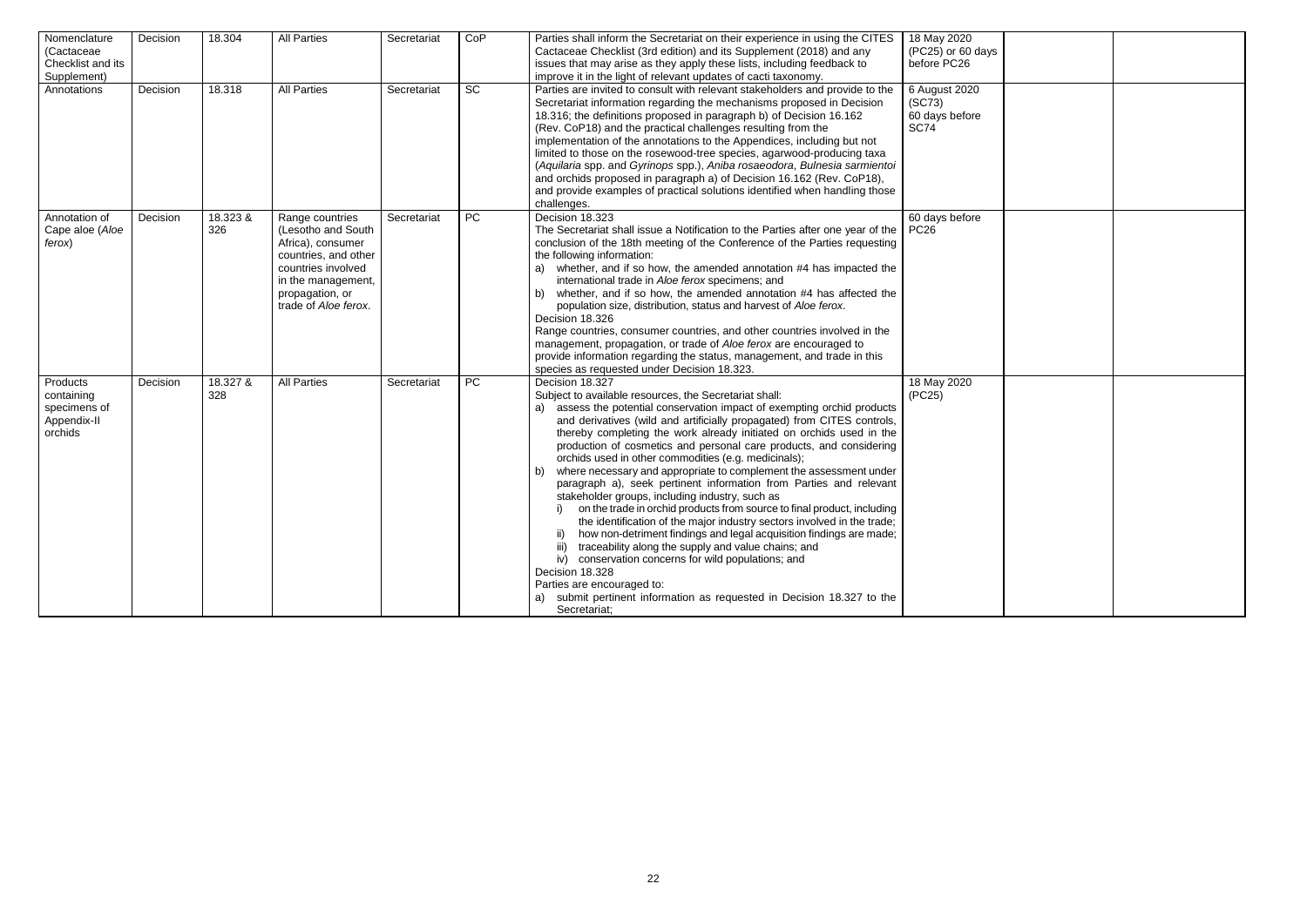| | | | | | | | | | |
|---|---|---|---|---|---|---|---|---|---|
| Nomenclature (Cactaceae Checklist and its Supplement) | Decision | 18.304 | All Parties | Secretariat | CoP | Parties shall inform the Secretariat on their experience in using the CITES Cactaceae Checklist (3rd edition) and its Supplement (2018) and any issues that may arise as they apply these lists, including feedback to improve it in the light of relevant updates of cacti taxonomy. | 18 May 2020 (PC25) or 60 days before PC26 | | |
| Annotations | Decision | 18.318 | All Parties | Secretariat | SC | Parties are invited to consult with relevant stakeholders and provide to the Secretariat information regarding the mechanisms proposed in Decision 18.316; the definitions proposed in paragraph b) of Decision 16.162 (Rev. CoP18) and the practical challenges resulting from the implementation of the annotations to the Appendices, including but not limited to those on the rosewood-tree species, agarwood-producing taxa (*Aquilaria* spp. and *Gyrinops* spp.), *Aniba rosaeodora*, *Bulnesia sarmientoi* and orchids proposed in paragraph a) of Decision 16.162 (Rev. CoP18), and provide examples of practical solutions identified when handling those challenges. | 6 August 2020 (SC73) 60 days before SC74 | | |
| Annotation of Cape aloe (*Aloe ferox*) | Decision | 18.323 & 326 | Range countries (Lesotho and South Africa), consumer countries, and other countries involved in the management, propagation, or trade of *Aloe ferox*. | Secretariat | PC | Decision 18.323<br>The Secretariat shall issue a Notification to the Parties after one year of the conclusion of the 18th meeting of the Conference of the Parties requesting the following information:<br>a) whether, and if so how, the amended annotation #4 has impacted the international trade in *Aloe ferox* specimens; and<br>b) whether, and if so how, the amended annotation #4 has affected the population size, distribution, status and harvest of *Aloe ferox*.<br>Decision 18.326<br>Range countries, consumer countries, and other countries involved in the management, propagation, or trade of *Aloe ferox* are encouraged to provide information regarding the status, management, and trade in this species as requested under Decision 18.323. | 60 days before PC26 | | |
| Products containing specimens of Appendix-II orchids | Decision | 18.327 & 328 | All Parties | Secretariat | PC | Decision 18.327<br>Subject to available resources, the Secretariat shall:<br>a) assess the potential conservation impact of exempting orchid products and derivatives (wild and artificially propagated) from CITES controls, thereby completing the work already initiated on orchids used in the production of cosmetics and personal care products, and considering orchids used in other commodities (e.g. medicinals);<br>b) where necessary and appropriate to complement the assessment under paragraph a), seek pertinent information from Parties and relevant stakeholder groups, including industry, such as<br>i) on the trade in orchid products from source to final product, including the identification of the major industry sectors involved in the trade;<br>ii) how non-detriment findings and legal acquisition findings are made;<br>iii) traceability along the supply and value chains; and<br>iv) conservation concerns for wild populations; and<br>Decision 18.328<br>Parties are encouraged to:<br>a) submit pertinent information as requested in Decision 18.327 to the Secretariat; | 18 May 2020 (PC25) | | |